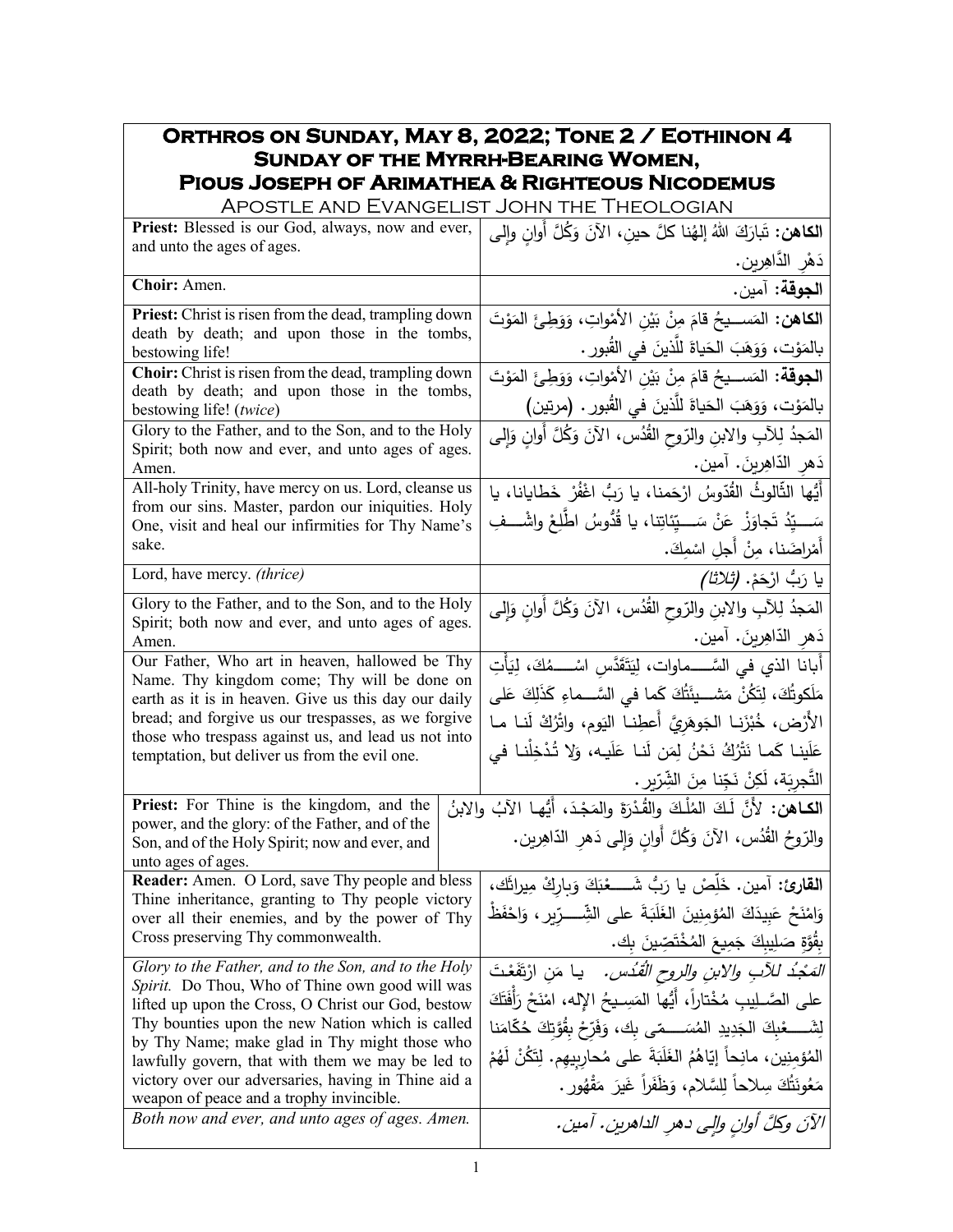# Orthros on Sunday, May 8, 2022; Tone 2 / Eothinon 4
## Sunday of the Myrrh-Bearing Women, Pious Joseph of Arimathea & Righteous Nicodemus
### Apostle and Evangelist John the Theologian

| | |
|---|---|
| **Priest:** Blessed is our God, always, now and ever, and unto the ages of ages. | **الكاهن:** تَبارَكَ اللهُ إلهُنا كلَّ حينٍ، الآنَ وَكُلَّ أَوانٍ وإلى دَهْرِ الدَّاهِرين. |
| **Choir:** Amen. | **الجوقة:** آمين. |
| **Priest:** Christ is risen from the dead, trampling down death by death; and upon those in the tombs, bestowing life! | **الكاهن:** المَسيحُ قامَ مِنْ بَيْنِ الأَمْواتِ، وَوَطِئَ المَوْتَ بالمَوْت، وَوَهَبَ الحَياةَ لِلَّذينَ في القُبور. |
| **Choir:** Christ is risen from the dead, trampling down death by death; and upon those in the tombs, bestowing life! (*twice*) | **الجوقة:** المَسيحُ قامَ مِنْ بَيْنِ الأَمْواتِ، وَوَطِئَ المَوْتَ بالمَوْت، وَوَهَبَ الحَياةَ لِلَّذينَ في القُبور. (مرتين) |
| Glory to the Father, and to the Son, and to the Holy Spirit; both now and ever, and unto ages of ages. Amen. | المَجدُ لِلآبِ والابنِ والرّوحِ القُدُس، الآنَ وَكُلَّ أَوانٍ وَإِلى دَهرِ الدّاهِرينَ. آمين. |
| All-holy Trinity, have mercy on us. Lord, cleanse us from our sins. Master, pardon our iniquities. Holy One, visit and heal our infirmities for Thy Name's sake. | أَيُّها الثّالوثُ القُدّوسُ ارْحَمنا، يا رَبُّ اغْفُرْ خَطايانا، يا سَيِّدُ تَجاوَزْ عَنْ سَيِّئاتِنا، يا قُدّوسُ اطَّلِعْ واشْفِ أَمْراضَنا، مِنْ أَجلِ اسْمِكَ. |
| Lord, have mercy. *(thrice)* | يا رَبُّ ارْحَمْ. *(ثلاثاً)* |
| Glory to the Father, and to the Son, and to the Holy Spirit; both now and ever, and unto ages of ages. Amen. | المَجدُ لِلآبِ والابنِ والرّوحِ القُدُس، الآنَ وَكُلَّ أَوانٍ وَإِلى دَهرِ الدّاهِرينَ. آمين. |
| Our Father, Who art in heaven, hallowed be Thy Name. Thy kingdom come; Thy will be done on earth as it is in heaven. Give us this day our daily bread; and forgive us our trespasses, as we forgive those who trespass against us, and lead us not into temptation, but deliver us from the evil one. | أَبانا الذي في السَّماوات، لِيَتَقَدَّسِ اسْمُكَ، لِيَأْتِ مَلَكوتُكَ، لِتَكُنْ مَشيئَتُكَ كَما في السَّماءِ كَذَلِكَ عَلى الأَرْض، خُبْزَنا الجَوهَرِيَّ أَعطِنا اليَوم، واتْرُكْ لَنا ما عَلَينا كَما نَتْرُكُ نَحْنُ لِمَن لَنا عَلَيه، وَلا تُدْخِلْنا في التَّجرِبَة، لَكِنْ نَجِّنا مِنَ الشِّرّير. |
| **Priest:** For Thine is the kingdom, and the power, and the glory: of the Father, and of the Son, and of the Holy Spirit; now and ever, and unto ages of ages. | **الكاهن:** لأَنَّ لَكَ المُلْكَ والقُدْرَةَ والمَجْدَ، أَيُّها الآبُ والابنُ والرّوحُ القُدُس، الآنَ وَكُلَّ أَوانٍ وَإِلى دَهرِ الدّاهِرين. |
| **Reader:** Amen. O Lord, save Thy people and bless Thine inheritance, granting to Thy people victory over all their enemies, and by the power of Thy Cross preserving Thy commonwealth. | **القارئ:** آمين. خَلِّصْ يا رَبُّ شَعْبَكَ وَبارِكْ ميراثَك، وَامْنَحْ عَبيدَكَ المُؤمِنينَ الغَلَبَةَ على الشِّرّير، وَاحْفَظْ بِقُوَّةِ صَليبِكَ جَميعَ المُخْتَصّينَ بِك. |
| *Glory to the Father, and to the Son, and to the Holy Spirit.* Do Thou, Who of Thine own good will was lifted up upon the Cross, O Christ our God, bestow Thy bounties upon the new Nation which is called by Thy Name; make glad in Thy might those who lawfully govern, that with them we may be led to victory over our adversaries, having in Thine aid a weapon of peace and a trophy invincible. | *المَجْدُ للآبِ والابنِ والروحِ القُدُس.* يا مَنِ ارْتَفَعْتَ على الصَّليبِ مُخْتاراً، أَيُّها المَسيحُ الإله، امْنَحْ رَأْفَتَكَ لِشَعْبِكَ الجَديدِ المُسَمّى بِك، وَفَرِّحْ بِقُوَّتِكَ حُكّامَنا المُؤمِنين، مانِحاً إيّاهُمُ الغَلَبَةَ على مُحارِبِيهِم. لِتَكُنْ لَهُمْ مَعُونَتُكَ سِلاحاً لِلسَّلام، وَظَفَراً غَيرَ مَقْهُور. |
| *Both now and ever, and unto ages of ages. Amen.* | *الآنَ وكلَّ أوانٍ وإلى دهرِ الداهرين. آمين.* |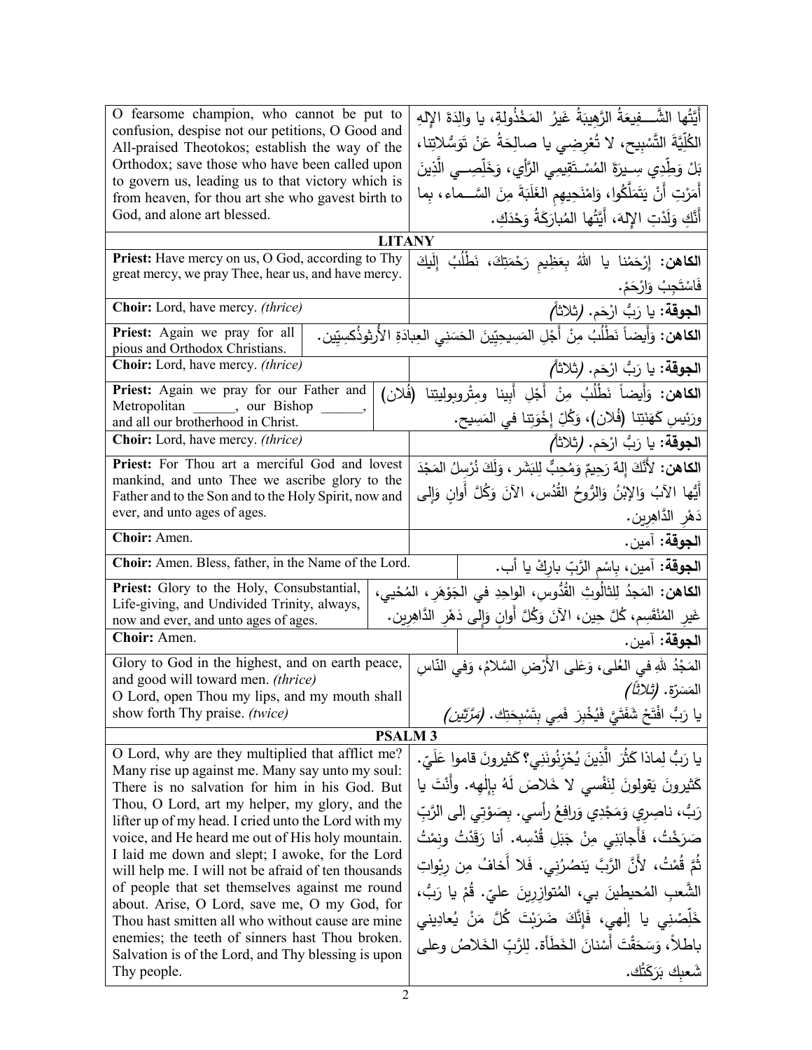| O fearsome champion, who cannot be put to confusion, despise not our petitions, O Good and All-praised Theotokos; establish the way of the Orthodox; save those who have been called upon to govern us, leading us to that victory which is from heaven, for thou art she who gavest birth to God, and alone art blessed. | أَيَّتُها الشَّـــفِيعَةُ الرَّهِيبَةُ غَيرُ المَخْذُولةِ، يا والِدَةَ الإلهِ الكُلِّيَّةَ التَّسْبِيح، لا تُعْرِضِي يا صالِحَةُ عَنْ تَوَسُّلاتِنا، بَلْ وَطِّدِي سِـيرَةَ المُسْـتَقِيمِي الرَّأيِ، وَخَلِّصِـي الَّذِينَ أَمَرْتِ أَنْ يَتَمَلَّكُوا، وَامْنَحِيهِمِ الغَلَبَةَ مِنَ السَّـماء، بِما أَنَّكِ وَلَدْتِ الإلهَ، أَيَّتُها المُبارَكَةُ وَحْدَكِ. |
|---|---|

## LITANY

| | |
|---|---|
| **Priest:** Have mercy on us, O God, according to Thy great mercy, we pray Thee, hear us, and have mercy. | **الكاهن:** إرْحَمْنا يا اللهُ بِعَظِيمِ رَحْمَتِكَ، نَطْلُبُ إِلَيكَ فَاسْتَجِبْ وَارْحَمْ. |
| **Choir:** Lord, have mercy. *(thrice)* | **الجوقة:** يا رَبُّ ارْحَم. *(ثلاثاً)* |
| **Priest:** Again we pray for all pious and Orthodox Christians. | **الكاهن:** وَأَيضاً نَطْلُبُ مِنْ أَجْلِ المَسِيحِيّينَ الحَسَنِي العِبادَةِ الأُرثوذُكسِيّين. |
| **Choir:** Lord, have mercy. *(thrice)* | **الجوقة:** يا رَبُّ ارْحَم. *(ثلاثاً)* |
| **Priest:** Again we pray for our Father and Metropolitan ______, our Bishop ______, and all our brotherhood in Christ. | **الكاهن:** وَأَيضاً نَطْلُبُ مِنْ أَجْلِ أَبِينا ومِتْروبوليتنا (فُلان) ورَئِيسِ كَهَنَتِنا (فُلان)، وَكُلِّ إِخْوَتِنا في المَسِيح. |
| **Choir:** Lord, have mercy. *(thrice)* | **الجوقة:** يا رَبُّ ارْحَم. *(ثلاثاً)* |
| **Priest:** For Thou art a merciful God and lovest mankind, and unto Thee we ascribe glory to the Father and to the Son and to the Holy Spirit, now and ever, and unto ages of ages. | **الكاهن:** لأَنَّكَ إِلهٌ رَحِيمٌ وَمُحِبٌّ لِلبَشَر، وَلَكَ نُرسِلُ المَجْدَ أَيُّها الآبُ وَالإبْنُ وَالرُّوحُ القُدُس، الآنَ وَكُلَّ أَوانٍ وَإِلى دَهْرِ الدَّاهِرِين. |
| **Choir:** Amen. | **الجوقة:** آمين. |
| **Choir:** Amen. Bless, father, in the Name of the Lord. | **الجوقة:** آمين، بِاسْمِ الرَّبِّ بارِكْ يا أب. |
| **Priest:** Glory to the Holy, Consubstantial, Life-giving, and Undivided Trinity, always, now and ever, and unto ages of ages. | **الكاهن:** المَجدُ لِلثالُوثِ القُدُّوسِ، الواحِدِ في الجَوْهَرِ، المُحْيي، غَيرِ المُنْقَسِم، كُلَّ حِين، الآنَ وَكُلَّ أَوانٍ وَإِلَى دَهْرِ الدَّاهِرِين. |
| **Choir:** Amen. | **الجوقة:** آمين. |
| Glory to God in the highest, and on earth peace, and good will toward men. *(thrice)* O Lord, open Thou my lips, and my mouth shall show forth Thy praise. *(twice)* | المَجْدُ للهِ في العُلى، وَعَلى الأَرْضِ السَّلامُ، وَفي النّاسِ المَسَرَّة. *(ثلاثاً)* يا رَبُّ افْتَحْ شَفَتَيَّ فَيُخْبِرَ فَمِي بِتَسْبِحَتِك. *(مَرَّتَين)* |

## PSALM 3

| | |
|---|---|
| O Lord, why are they multiplied that afflict me? Many rise up against me. Many say unto my soul: There is no salvation for him in his God. But Thou, O Lord, art my helper, my glory, and the lifter up of my head. I cried unto the Lord with my voice, and He heard me out of His holy mountain. I laid me down and slept; I awoke, for the Lord will help me. I will not be afraid of ten thousands of people that set themselves against me round about. Arise, O Lord, save me, O my God, for Thou hast smitten all who without cause are mine enemies; the teeth of sinners hast Thou broken. Salvation is of the Lord, and Thy blessing is upon Thy people. | يا رَبُّ لِماذا كَثُرَ الَّذِينَ يُحْزِنُونَنِي؟ كَثيرونَ قاموا عَلَيّ. كَثيرونَ يَقولونَ لِنَفْسي لا خَلاصَ لَهُ بِإِلٰهِه. وأَنْتَ يا رَبُّ، ناصِري وَمَجْدِي وَرافِعُ رأسي. بِصَوْتِي إلى الرَّبِّ صَرَخْتُ، فَأَجابَني مِنْ جَبَلِ قُدْسِه. أنا رَقَدْتُ ونِمْتُ ثُمَّ قُمْتُ، لأَنَّ الرَّبَّ يَنصُرُني. فَلا أَخافُ مِن رِبْواتِ الشَّعبِ المُحيطينَ بي، المُتوازِرِينَ عليّ. قُمْ يا رَبُّ، خَلِّصْني يا إلٰهي، فَإِنَّكَ ضَرَبْتَ كُلَّ مَنْ يُعادِيني باطِلاً، وَسَحَقْتَ أَسْنانَ الخَطَأة. لِلرَّبِّ الخَلاصُ وعلى شَعبِك بَرَكَتُك. |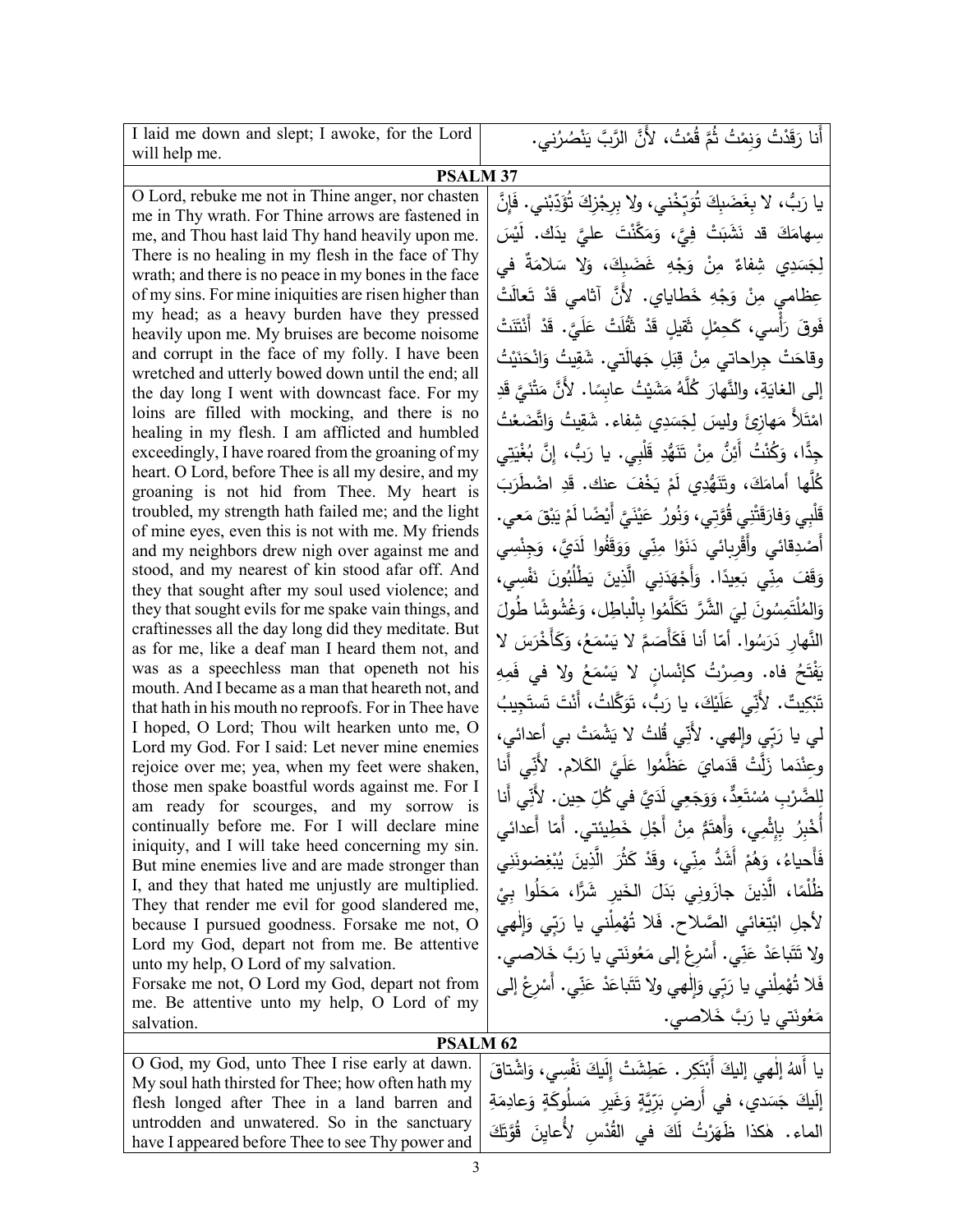| I laid me down and slept; I awoke, for the Lord will help me. | أَنا رَقَدْتُ وَنِمْتُ ثُمَّ قُمْتُ، لأَنَّ الرَّبَّ يَنْصُرُني. |
|---|---|
| **PSALM 37** | |
| O Lord, rebuke me not in Thine anger, nor chasten me in Thy wrath. For Thine arrows are fastened in me, and Thou hast laid Thy hand heavily upon me. There is no healing in my flesh in the face of Thy wrath; and there is no peace in my bones in the face of my sins. For mine iniquities are risen higher than my head; as a heavy burden have they pressed heavily upon me. My bruises are become noisome and corrupt in the face of my folly. I have been wretched and utterly bowed down until the end; all the day long I went with downcast face. For my loins are filled with mocking, and there is no healing in my flesh. I am afflicted and humbled exceedingly, I have roared from the groaning of my heart. O Lord, before Thee is all my desire, and my groaning is not hid from Thee. My heart is troubled, my strength hath failed me; and the light of mine eyes, even this is not with me. My friends and my neighbors drew nigh over against me and stood, and my nearest of kin stood afar off. And they that sought after my soul used violence; and they that sought evils for me spake vain things, and craftinesses all the day long did they meditate. But as for me, like a deaf man I heard them not, and was as a speechless man that openeth not his mouth. And I became as a man that heareth not, and that hath in his mouth no reproofs. For in Thee have I hoped, O Lord; Thou wilt hearken unto me, O Lord my God. For I said: Let never mine enemies rejoice over me; yea, when my feet were shaken, those men spake boastful words against me. For I am ready for scourges, and my sorrow is continually before me. For I will declare mine iniquity, and I will take heed concerning my sin. But mine enemies live and are made stronger than I, and they that hated me unjustly are multiplied. They that render me evil for good slandered me, because I pursued goodness. Forsake me not, O Lord my God, depart not from me. Be attentive unto my help, O Lord of my salvation.<br>Forsake me not, O Lord my God, depart not from me. Be attentive unto my help, O Lord of my salvation. | يا رَبُّ، لا بِغَضَبِكَ تُوَبِّخْني، ولا بِرِجْزِكَ تُؤَدِّبْني. فَإِنَّ سِهامَكَ قد نَشَبَتْ فِيَّ، وَمَكَّنْتَ عليَّ يدَك. لَيْسَ لِجَسَدِي شِفاءٌ مِنْ وَجْهِ غَضَبِكَ، وَلا سَلامَةٌ في عِظامي مِنْ وَجْهِ خَطاياي. لأَنَّ آثامي قَدْ تَعالَتْ فَوقَ رَأْسي، كَحِمْلٍ ثَقيلٍ قَدْ ثَقُلَتْ عَلَيَّ. قَدْ أَنْتَنَتْ وقاحَتْ جِراحاتي مِنْ قِبَلِ جَهالَتي. شَقِيتُ وَانْحَنَيْتُ إِلى الغايَةِ، والنَّهارَ كُلَّهُ مَشَيْتُ عابِسًا. لأَنَّ مَتْنَيَّ قَدِ امْتَلأَ مَهازِئَ وليسَ لِجَسَدِي شِفاء. شَقِيتُ وَاتَّضَعْتُ جِدًّا، وَكُنْتُ أَئِنُّ مِنْ تَنَهُّدِ قَلْبِي. يا رَبُّ، إِنَّ بُغْيَتِي كُلَّها أَمامَكَ، وتَنَهُّدِي لَمْ يَخْفَ عنك. قَدِ اضْطَرَبَ قَلْبِي وَفارَقَتْني قُوَّتِي، وَنُورُ عَيْنَيَّ أَيْضًا لَمْ يَبْقَ مَعي. أَصْدِقائي وأَقْرِبائي دَنَوْا مِنّي وَوَقَفُوا لَدَيَّ، وَجِنْسِي وَقَفَ مِنّي بَعِيدًا. وَأَجْهَدَنِي الَّذِينَ يَطْلُبُونَ نَفْسِي، وَالمُلْتَمِسُونَ لِيَ الشَّرَّ تَكَلَّمُوا بِالْباطِلِ، وَغُشُوشًا طُولَ النَّهارِ دَرَسُوا. أَمّا أَنا فَكَأَصَمَّ لا يَسْمَعُ، وَكَأَخْرَسَ لا يَفْتَحُ فاه. وصِرْتُ كإِنْسانٍ لا يَسْمَعُ ولا في فَمِهِ تَبْكِيتٌ. لأَنِّي عَلَيْكَ، يا رَبُّ، تَوَكَّلتُ، أَنْتَ تَستَجِيبُ لي يا رَبّي وإِلهي. لأَنِّي قُلتُ لا يَشْمَتْ بي أعدائي، وعِنْدَما زَلَّتْ قَدَمايَ عَظَّمُوا عَلَيَّ الكَلام. لأَنِّي أَنا لِلضَّرْبِ مُسْتَعِدٌّ، وَوَجَعِي لَدَيَّ في كُلِّ حِين. لأَنِّي أَنا أُخْبِرُ بِإِثْمِي، وَأَهتَمُّ مِنْ أَجْلِ خَطِيئتي. أَمّا أَعدائي فَأَحياءُ، وَهُمْ أَشَدُّ مِنِّي، وقَدْ كَثُرَ الَّذِينَ يُبْغِضونَنِي ظُلْمًا، الَّذِينَ جازَوني بَدَلَ الخَيرِ شَرًّا، مَحَلُوا بِيْ لأجلِ ابْتِغائي الصَّلاح. فَلا تُهْمِلْني يا رَبّي وَإِلٰهي ولا تَتَباعَدْ عَنِّي. أَسْرِعْ إِلى مَعُونَتي يا رَبَّ خَلاصي.<br>فَلا تُهْمِلْني يا رَبّي وَإِلٰهي ولا تَتَباعَدْ عَنِّي. أَسْرِعْ إِلى مَعُونَتي يا رَبَّ خَلاصي. |
| **PSALM 62** | |
| O God, my God, unto Thee I rise early at dawn. My soul hath thirsted for Thee; how often hath my flesh longed after Thee in a land barren and untrodden and unwatered. So in the sanctuary have I appeared before Thee to see Thy power and | يا أَللهُ إِلٰهي إِليكَ أَبْتَكِر. عَطِشَتْ إِلَيكَ نَفْسِي، وَاشْتاقَ إِلَيكَ جَسَدي، في أَرضٍ بَرِّيَّةٍ وَغَيرِ مَسلُوكَةٍ وَعادِمَةِ الماء. هٰكذا ظَهَرْتُ لَكَ في القُدْسِ لأُعايِنَ قُوَّتَكَ |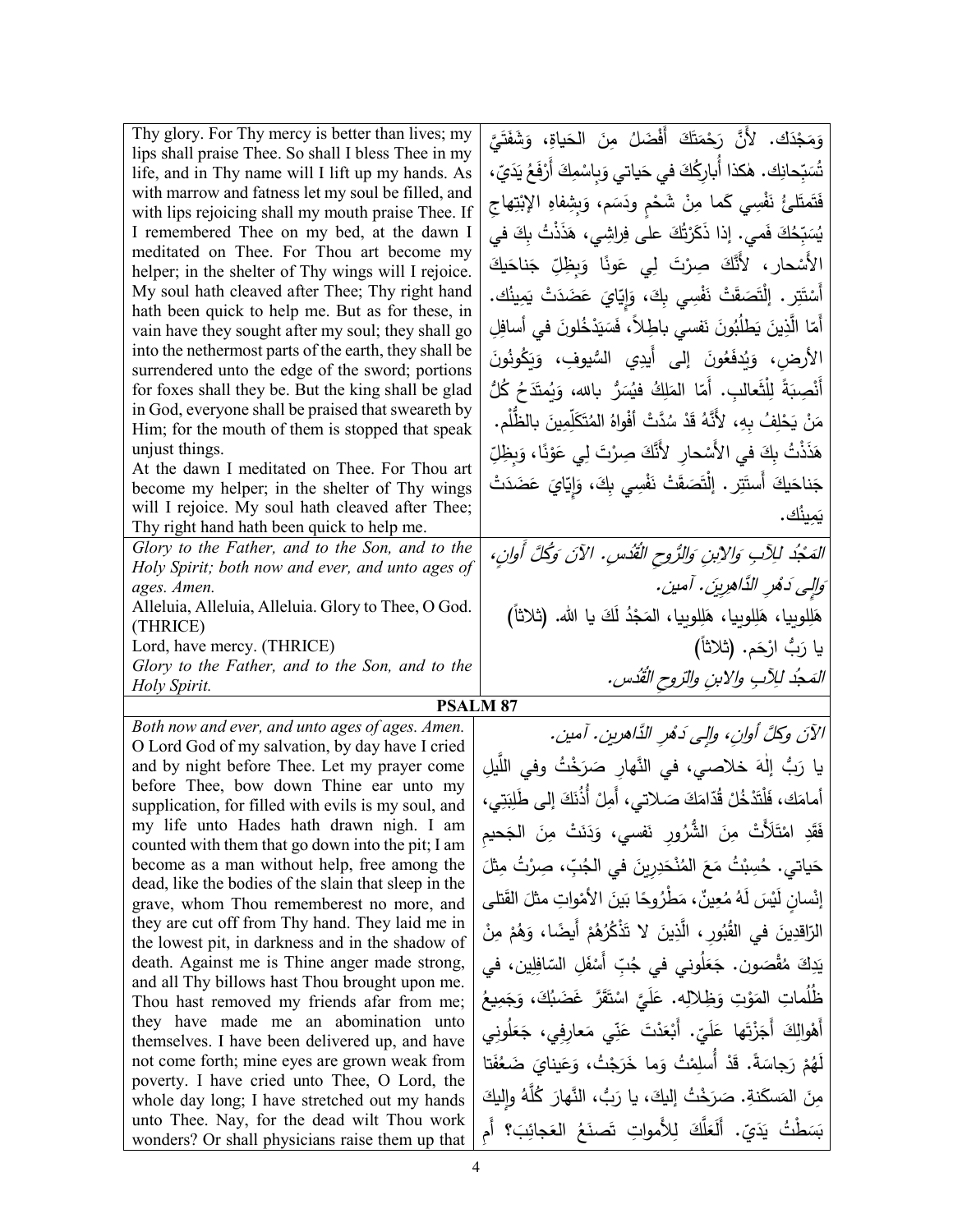| | |
|---|---|
| Thy glory. For Thy mercy is better than lives; my lips shall praise Thee. So shall I bless Thee in my life, and in Thy name will I lift up my hands. As with marrow and fatness let my soul be filled, and with lips rejoicing shall my mouth praise Thee. If I remembered Thee on my bed, at the dawn I meditated on Thee. For Thou art become my helper; in the shelter of Thy wings will I rejoice. My soul hath cleaved after Thee; Thy right hand hath been quick to help me. But as for these, in vain have they sought after my soul; they shall go into the nethermost parts of the earth, they shall be surrendered unto the edge of the sword; portions for foxes shall they be. But the king shall be glad in God, everyone shall be praised that sweareth by Him; for the mouth of them is stopped that speak unjust things.<br>At the dawn I meditated on Thee. For Thou art become my helper; in the shelter of Thy wings will I rejoice. My soul hath cleaved after Thee; Thy right hand hath been quick to help me. | وَمَجْدَك. لأنَّ رَحْمَتَكَ أَفْضَلُ مِنَ الحَياة، وَشَفَتَيَّ تُسَبِّحانِك. هٰكذا أُبارِكُكَ في حَياتي وَبِاسْمِكَ أَرْفَعُ يَدَيّ، فَتَمتَلِئُ نَفْسِي كَما مِنْ شَحْمٍ ودَسَم، وَبِشِفاهِ الإبْتِهاجِ يُسَبِّحُكَ فَمي. إذا ذَكَرْتُكَ على فِراشِي، هَذَذْتُ بِكَ في الأَسْحار، لأَنَّكَ صِرْتَ لِي عَوْنًا وَبِظِلِّ جَناحَيكَ أَسْتَتِر. إلْتَصَقَتْ نَفْسِي بِكَ، وَإِيّايَ عَضَدَتْ يَمِينُك. أَمّا الَّذِينَ يَطلُبُونَ نَفسي باطِلاً، فَسَيَدْخُلونَ في أسافِلِ الأرض، وَيُدفَعُونَ إلى أَيدِي السُّيوفِ، وَيَكُونُونَ أَنْصِبَةً لِلْثَّعالب. أَمّا المَلِكُ فيُسَرُّ بالله، وَيُمتَدَحُ كُلُّ مَنْ يَحْلِفُ بِهِ، لأَنَّهُ قَدْ سُدَّتْ أفْواهُ المُتَكَلِّمِينَ بالظُّلْم. هَذَذْتُ بِكَ في الأَسْحارِ لأَنَّكَ صِرْتَ لِي عَوْنًا، وَبِظِلِّ جَناحَيكَ أَستَتِر. إلْتَصَقَتْ نَفْسِي بِكَ، وَإِيّايَ عَضَدَتْ يَمِينُك. |
| *Glory to the Father, and to the Son, and to the Holy Spirit; both now and ever, and unto ages of ages. Amen.*<br>Alleluia, Alleluia, Alleluia. Glory to Thee, O God. (THRICE)<br>Lord, have mercy. (THRICE)<br>*Glory to the Father, and to the Son, and to the Holy Spirit.* | *المَجْدُ لِلآبِ وَالابْنِ وَالرُّوحِ القُدُس. الآنَ وَكُلَّ أَوانٍ، وَإِلى دَهْرِ الدَّاهِرِينَ. آمين.*<br>هَلِلوييا، هَلِلوييا، هَلِلوييا، المَجْدُ لَكَ يا الله. (ثلاثاً)<br>يا رَبُّ ارْحَم. (ثلاثاً)<br>*المَجدُ لِلآبِ والابنِ والرّوحِ القُدُس.* |

**PSALM 87**

| | |
|---|---|
| *Both now and ever, and unto ages of ages. Amen.*<br>O Lord God of my salvation, by day have I cried and by night before Thee. Let my prayer come before Thee, bow down Thine ear unto my supplication, for filled with evils is my soul, and my life unto Hades hath drawn nigh. I am counted with them that go down into the pit; I am become as a man without help, free among the dead, like the bodies of the slain that sleep in the grave, whom Thou rememberest no more, and they are cut off from Thy hand. They laid me in the lowest pit, in darkness and in the shadow of death. Against me is Thine anger made strong, and all Thy billows hast Thou brought upon me. Thou hast removed my friends afar from me; they have made me an abomination unto themselves. I have been delivered up, and have not come forth; mine eyes are grown weak from poverty. I have cried unto Thee, O Lord, the whole day long; I have stretched out my hands unto Thee. Nay, for the dead wilt Thou work wonders? Or shall physicians raise them up that | *الآنَ وكلَّ أوانٍ، وإلى دَهْرِ الدَّاهرين. آمين.*<br>يا رَبُّ إلٰهَ خلاصي، في النَّهارِ صَرَخْتُ وفي اللَّيلِ أمامَك، فَلْتَدْخُلْ قُدّامَكَ صَلاتي، أَمِلْ أُذُنَكَ إلى طَلِبَتِي، فَقَدِ امْتَلَأَتْ مِنَ الشُّرُورِ نَفسي، وَدَنَتْ مِنَ الجَحيمِ حَياتي. حُسِبْتُ مَعَ المُنْحَدِرِينَ في الجُبِّ، صِرْتُ مِثْلَ إنْسانٍ لَيْسَ لَهُ مُعِينٌ، مَطْرُوحًا بَيْنَ الأمْواتِ مثلَ القَتلى الرّاقِدِينَ في القُبُورِ، الَّذِينَ لا تَذْكُرُهُمْ أَيضًا، وَهُمْ مِنْ يَدِكَ مُقْصَون. جَعَلُوني في جُبِّ أَسْفَلِ السّافِلِين، في ظُلُماتِ المَوْتِ وَظِلالِه. عَلَيَّ اسْتَقَرَّ غَضَبُكَ، وَجَمِيعُ أَهْوالِكَ أَجَزْتَها عَلَيّ. أَبْعَدْتَ عَنِّي مَعارِفِي، جَعَلُوني لَهُمْ رَجاسَةً. قَدْ أُسلِمْتُ وَما خَرَجْتُ، وَعَيناي ضَعُفَتا مِنَ المَسكَنةِ. صَرَخْتُ إليكَ، يا رَبُّ، النَّهارَ كُلَّهُ وإليكَ بَسَطْتُ يَدَيّ. أَلَعَلَّكَ لِلأَمواتِ تَصنَعُ العَجائِبَ؟ أَمِ |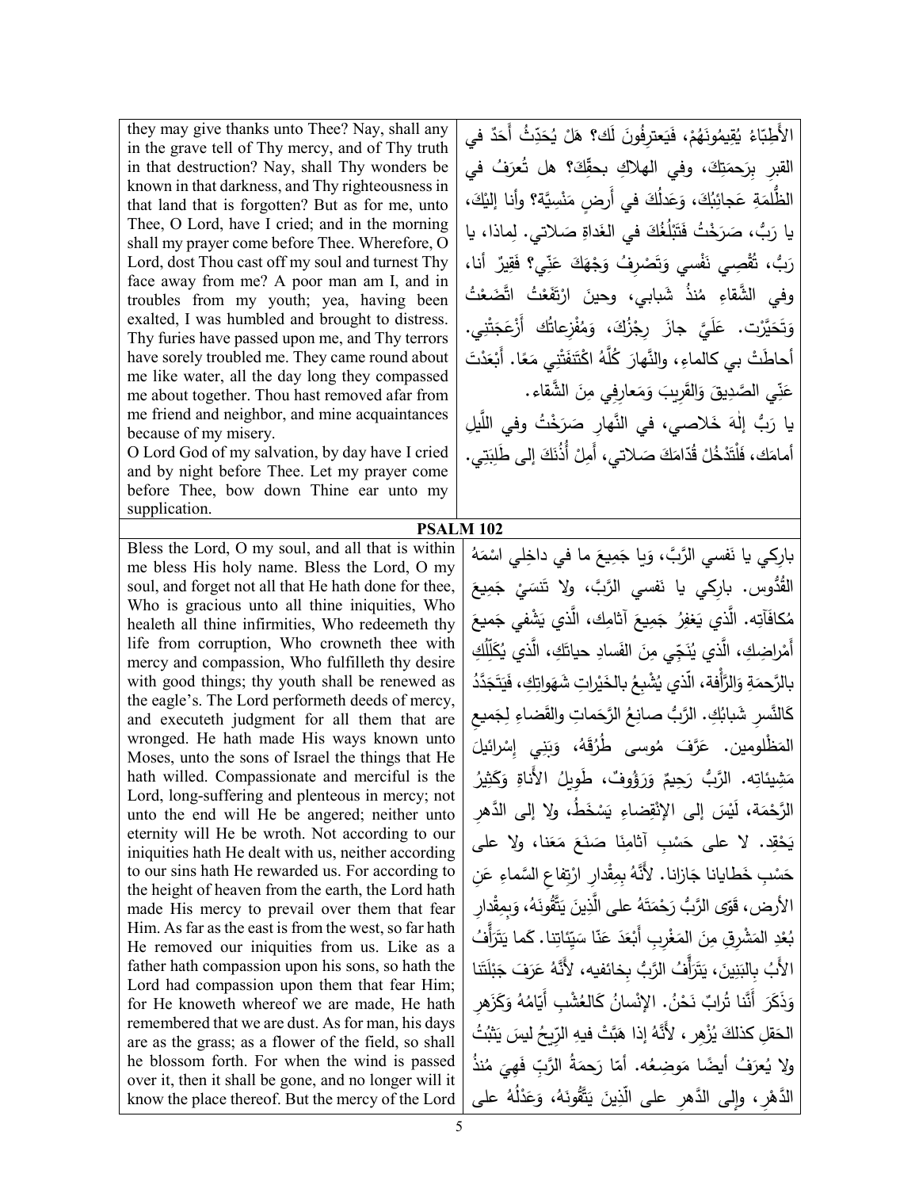| | |
|---|---|
| they may give thanks unto Thee? Nay, shall any in the grave tell of Thy mercy, and of Thy truth in that destruction? Nay, shall Thy wonders be known in that darkness, and Thy righteousness in that land that is forgotten? But as for me, unto Thee, O Lord, have I cried; and in the morning shall my prayer come before Thee. Wherefore, O Lord, dost Thou cast off my soul and turnest Thy face away from me? A poor man am I, and in troubles from my youth; yea, having been exalted, I was humbled and brought to distress. Thy furies have passed upon me, and Thy terrors have sorely troubled me. They came round about me like water, all the day long they compassed me about together. Thou hast removed afar from me friend and neighbor, and mine acquaintances because of my misery.<br>O Lord God of my salvation, by day have I cried and by night before Thee. Let my prayer come before Thee, bow down Thine ear unto my supplication. | الأَطِبّاءُ يُقيمُونَهُمْ، فَيَعترِفُونَ لَك؟ هَلْ يُحَدِّثُ أَحَدٌ في القبرِ بِرَحمَتِكَ، وفي الهلاكِ بحقِّكَ؟ هل تُعرَفُ في الظُّلمَةِ عَجائِبُكَ، وَعَدلُكَ في أَرضٍ مَنْسِيَّة؟ وأنا إليْكَ، يا رَبُّ، صَرَخْتُ فَتَبْلُغُكَ في الغَداةِ صَلاتي. لِماذا، يا رَبُّ، تُقْصِي نَفْسي وَتَصْرِفُ وَجْهَكَ عَنِّي؟ فَقِيرٌ أنا، وفي الشَّقاءِ مُنذُ شَبابي، وحينَ ارْتَفَعْتُ اتَّضَعْتُ وَتَحَيَّرْت. عَلَيَّ جازَ رِجْزُكَ، وَمُفْزِعاتُك أَزْعَجَتْنِي. أحاطَتْ بي كالماءِ، والنَّهارَ كُلَّهُ اكْتَنَفَتْنِي مَعًا. أَبْعَدْتَ عَنِّي الصَّديقَ وَالقَرِيبَ وَمَعارِفِي مِنَ الشَّقاء.<br>يا رَبُّ إلهَ خَلاصي، في النَّهارِ صَرَخْتُ وفي اللَّيلِ أمامَك، فَلْتَدْخُلْ قُدّامَكَ صَلاتي، أَمِلْ أُذُنَكَ إلى طَلِبَتي. |

**PSALM 102**

| | |
|---|---|
| Bless the Lord, O my soul, and all that is within me bless His holy name. Bless the Lord, O my soul, and forget not all that He hath done for thee, Who is gracious unto all thine iniquities, Who healeth all thine infirmities, Who redeemeth thy life from corruption, Who crowneth thee with mercy and compassion, Who fulfilleth thy desire with good things; thy youth shall be renewed as the eagle's. The Lord performeth deeds of mercy, and executeth judgment for all them that are wronged. He hath made His ways known unto Moses, unto the sons of Israel the things that He hath willed. Compassionate and merciful is the Lord, long-suffering and plenteous in mercy; not unto the end will He be angered; neither unto eternity will He be wroth. Not according to our iniquities hath He dealt with us, neither according to our sins hath He rewarded us. For according to the height of heaven from the earth, the Lord hath made His mercy to prevail over them that fear Him. As far as the east is from the west, so far hath He removed our iniquities from us. Like as a father hath compassion upon his sons, so hath the Lord had compassion upon them that fear Him; for He knoweth whereof we are made, He hath remembered that we are dust. As for man, his days are as the grass; as a flower of the field, so shall he blossom forth. For when the wind is passed over it, then it shall be gone, and no longer will it know the place thereof. But the mercy of the Lord | باركي يا نَفسي الرَّبَّ، وَيا جَمِيعَ ما في داخِلي اسْمَهُ القُدُّوس. باركي يا نَفسي الرَّبَّ، ولا تَنسَيْ جَمِيعَ مُكافَآتِه. الَّذي يَغفِرُ جَمِيعَ آثامِكِ، الَّذي يَشْفي جَمِيعَ أَمْراضِكِ، الَّذي يُنَجِّي مِنَ الفَسادِ حياتَكِ، الَّذي يُكَلِّلُكِ بالرَّحمَةِ وَالرَّأْفة، الَّذي يُشْبِعُ بالخَيْراتِ شَهَواتِكِ، فَيَتَجَدَّدُ كَالنَّسرِ شَبابُكِ. الرَّبُّ صانِعُ الرَّحَماتِ والقَضاءِ لِجَميعِ المَظْلومين. عَرَّفَ مُوسى طُرُقَهُ، وَبَني إسْرائيلَ مَشِيئاتِه. الرَّبُّ رَحِيمٌ وَرَؤُوفٌ، طَوِيلُ الأَناةِ وَكَثِيرُ الرَّحْمَة، لَيْسَ إلى الانْقِضاءِ يَسْخَطُ، ولا إلى الدَّهرِ يَحْقِد. لا على حَسْبِ آثامِنا صَنَعَ مَعَنا، ولا على حَسْبِ خَطايانا جَازانا. لأَنَّهُ بِمِقْدارِ ارْتِفاعِ السَّماءِ عَنِ الأرض، قَوّى الرَّبُّ رَحْمَتَهُ على الَّذِينَ يَتَّقُونَهُ، وَبِمِقْدارِ بُعْدِ المَشْرِقِ مِنَ المَغْرِبِ أَبْعَدَ عَنّا سَيِّئاتِنا. كَما يَتَرَأَّفُ الأَبُ بِالبَنِينَ، يَتَرَأَّفُ الرَّبُّ بِخائفيه، لأَنَّهُ عَرَفَ جَبْلَتَنا وَذَكَرَ أَنَّنا تُرابٌ نَحْنُ. الإنْسانُ كَالعُشْبِ أَيّامُهُ وَكَزَهرِ الحَقلِ كذلكَ يُزْهِر، لأَنَّهُ إذا هَبَّتْ فيهِ الرِّيحُ ليسَ يَثْبُتُ ولا يُعرَفُ أيضًا مَوضِعُه. أَمّا رَحمَةُ الرَّبِّ فَهِيَ مُنذُ الدَّهْرِ، وإلى الدَّهرِ على الَّذِينَ يَتَّقُونَهُ، وَعَدْلُهُ على |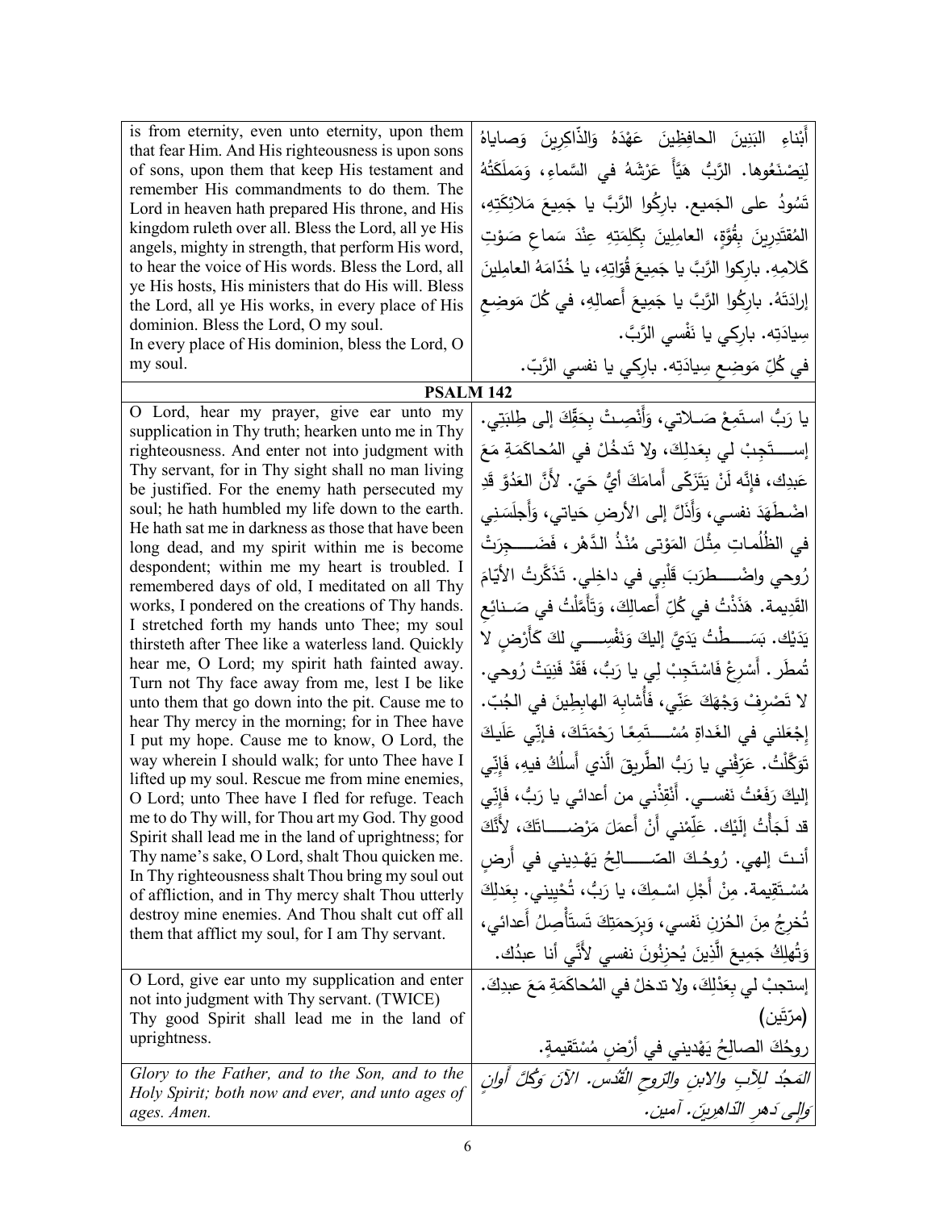| | |
|---|---|
| is from eternity, even unto eternity, upon them that fear Him. And His righteousness is upon sons of sons, upon them that keep His testament and remember His commandments to do them. The Lord in heaven hath prepared His throne, and His kingdom ruleth over all. Bless the Lord, all ye His angels, mighty in strength, that perform His word, to hear the voice of His words. Bless the Lord, all ye His hosts, His ministers that do His will. Bless the Lord, all ye His works, in every place of His dominion. Bless the Lord, O my soul. In every place of His dominion, bless the Lord, O my soul. | أَبْناءِ البَنِينَ الحافِظِينَ عَهْدَهُ وَالذّاكِرِينَ وَصاياهُ لِيَصْنَعُوها. الرَّبُّ هَيَّأَ عَرْشَهُ في السَّماءِ، وَمَملَكَتُهُ تَسُودُ على الجَميع. بارِكُوا الرَّبَّ يا جَمِيعَ مَلائِكَتِهِ، المُقتَدِرِينَ بِقُوَّةٍ، العامِلِينَ بِكَلِمَتِهِ عِنْدَ سَماعِ صَوْتِ كَلامِهِ. بارِكوا الرَّبَّ يا جَمِيعَ قُوّاتِهِ، يا خُدّامَهُ العامِلِينَ إرادَتَهُ. بارِكُوا الرَّبَّ يا جَمِيعَ أَعمالِهِ، في كُلِّ مَوضِعِ سِيادَتِهِ. بارِكي يا نَفْسي الرَّبَّ. في كُلِّ مَوضِعِ سِيادَتِه. بارِكي يا نفسي الرَّبّ. |
| **PSALM 142** | |
| O Lord, hear my prayer, give ear unto my supplication in Thy truth; hearken unto me in Thy righteousness. And enter not into judgment with Thy servant, for in Thy sight shall no man living be justified. For the enemy hath persecuted my soul; he hath humbled my life down to the earth. He hath sat me in darkness as those that have been long dead, and my spirit within me is become despondent; within me my heart is troubled. I remembered days of old, I meditated on all Thy works, I pondered on the creations of Thy hands. I stretched forth my hands unto Thee; my soul thirsteth after Thee like a waterless land. Quickly hear me, O Lord; my spirit hath fainted away. Turn not Thy face away from me, lest I be like unto them that go down into the pit. Cause me to hear Thy mercy in the morning; for in Thee have I put my hope. Cause me to know, O Lord, the way wherein I should walk; for unto Thee have I lifted up my soul. Rescue me from mine enemies, O Lord; unto Thee have I fled for refuge. Teach me to do Thy will, for Thou art my God. Thy good Spirit shall lead me in the land of uprightness; for Thy name's sake, O Lord, shalt Thou quicken me. In Thy righteousness shalt Thou bring my soul out of affliction, and in Thy mercy shalt Thou utterly destroy mine enemies. And Thou shalt cut off all them that afflict my soul, for I am Thy servant. | يا رَبُّ استَمِعْ صَلاتي، وَأَنْصِتْ بِحَقِّكَ إلى طِلبَتِي. إستَجِبْ لي بِعَدلِكَ، ولا تَدخُلْ في المُحاكَمَةِ مَعَ عَبدِك، فإنَّه لَنْ يَتَزَكّى أمامَكَ أيُّ حَيّ. لأنَّ العَدُوَّ قَدِ اضْطَهَدَ نفسي، وَأَذَلَّ إلى الأرضِ حَياتي، وَأَجلَسَنِي في الظُّلُماتِ مِثْلَ المَوْتى مُنْذُ الدَّهْر، فَضَجِرَتْ رُوحي واضْطَرَبَ قَلْبِي في داخِلي. تَذَكَّرتُ الأيّامَ القَدِيمة. هَذَذْتُ في كُلِّ أَعمالِكَ، وَتَأَمَّلْتُ في صَنائِعِ يَدَيْك. بَسَطْتُ يَدَيَّ إليكَ وَنَفْسِي لكَ كَأَرْضٍ لا تُمطَر. أَسْرِعْ فَاسْتَجِبْ لِي يا رَبُّ، فَقَدْ فَنِيَتْ رُوحي. لا تَصْرِفْ وَجْهَكَ عَنِّي، فَأُشابِهَ الهابِطِينَ في الجُبّ. إجْعَلني في الغَداةِ مُسْتَمِعًا رَحْمَتَكَ، فإنّي عَلَيكَ تَوَكَّلْتُ. عَرِّفْني يا رَبُّ الطَّريقَ الَّذي أَسلُكُ فيهِ، فَإنّي إليكَ رَفَعْتُ نفسي. أَنْقِذْني من أعدائي يا رَبُّ، فَإنّي قد لَجَأْتُ إلَيْك. عَلِّمْني أنْ أعمَلَ مَرْضاتَكَ، لأَنَّكَ أنتَ إلهي. رُوحُكَ الصّالِحُ يَهْدِيني في أَرضٍ مُسْتَقِيمة. مِنْ أَجْلِ اسْمِكَ، يا رَبُّ، تُحْيِيني. بِعَدلِكَ تُخرِجُ مِنَ الحُزنِ نَفسي، وَبِرَحمَتِكَ تَستأْصِلُ أَعدائي، وَتُهلِكُ جَمِيعَ الَّذِينَ يُحزِنُونَ نفسي لأَنّي أنا عبدُك. |
| O Lord, give ear unto my supplication and enter not into judgment with Thy servant. (TWICE)<br>Thy good Spirit shall lead me in the land of uprightness. | إستجبْ لي بِعَدْلِكَ، ولا تدخلْ في المُحاكَمَةِ مَعَ عبدِكَ. (مرّتَين)<br>روحُكَ الصالِحُ يَهْدِيني في أَرْضٍ مُسْتَقيمةٍ. |
| *Glory to the Father, and to the Son, and to the Holy Spirit; both now and ever, and unto ages of ages. Amen.* | *المَجدُ لِلآبِ والابنِ والرّوحِ القُدُس. الآنَ وَكُلَّ أَوانٍ وإلى دَهرِ الدّاهِرِينَ. آمين.* |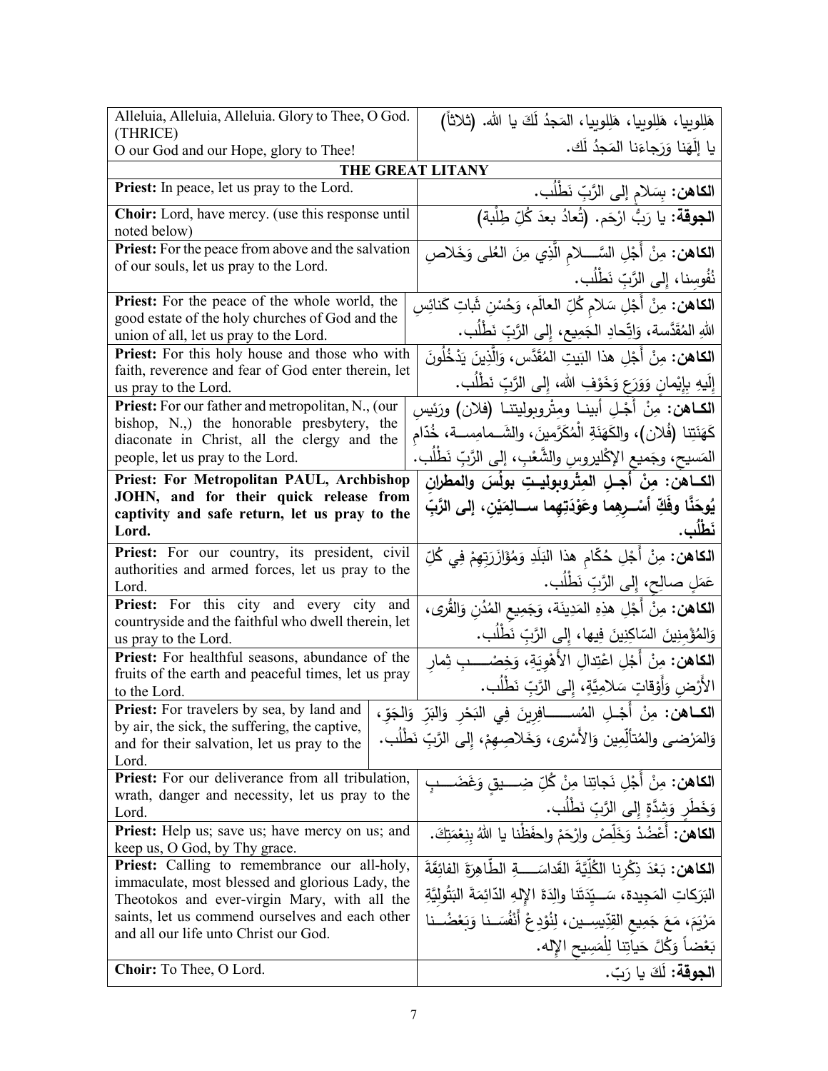| Alleluia, Alleluia, Alleluia. Glory to Thee, O God. (THRICE) O our God and our Hope, glory to Thee! | هَلِلوِيا، هَلِلوِيا، هَلِلوِيا، المَجدُ لَكَ يا الله. (ثلاثاً) يا إلَهَنا وَرَجاءَنا المَجدُ لَك. |
| --- | --- |
| **THE GREAT LITANY** | |
| **Priest:** In peace, let us pray to the Lord. | **الكاهن:** بِسَلامٍ إلى الرَّبِّ نَطْلُب. |
| **Choir:** Lord, have mercy. (use this response until noted below) | **الجوقة:** يا رَبُّ ارْحَم. (تُعادُ بعدَ كُلِّ طِلْبَة) |
| **Priest:** For the peace from above and the salvation of our souls, let us pray to the Lord. | **الكاهن:** مِنْ أَجْلِ السَّـــلامِ الَّذِي مِنَ العُلى وَخَلاصِ نُفُوسِنا، إِلى الرَّبِّ نَطْلُب. |
| **Priest:** For the peace of the whole world, the good estate of the holy churches of God and the union of all, let us pray to the Lord. | **الكاهن:** مِنْ أَجْلِ سَلامِ كُلِّ العالَم، وَحُسْنِ ثَباتِ كَنائِسِ اللهِ المُقَدَّسة، وَاتِّحادِ الجَمِيع، إِلى الرَّبِّ نَطْلُب. |
| **Priest:** For this holy house and those who with faith, reverence and fear of God enter therein, let us pray to the Lord. | **الكاهن:** مِنْ أَجْلِ هذا البَيتِ المُقَدَّس، وَالَّذِينَ يَدْخُلُونَ إِلَيهِ بِإِيْمانٍ وَوَرَعٍ وَخَوْفِ الله، إِلى الرَّبِّ نَطْلُب. |
| **Priest:** For our father and metropolitan, N., (our bishop, N.,) the honorable presbytery, the diaconate in Christ, all the clergy and the people, let us pray to the Lord. | **الكـاهن:** مِنْ أَجْـلِ أبينـا ومِتْروبوليتنـا (فلان) ورَئِيسِ كَهَنَتِنا (فُلان)، والكَهَنَةِ الْمُكَرَّمينَ، والشَـمامِسـة، خُدّامِ المَسيح، وجَميعِ الإكْليروسِ والشَّعْبِ، إلى الرَّبِّ نَطْلُب. |
| **Priest: For Metropolitan PAUL, Archbishop JOHN, and for their quick release from captivity and safe return, let us pray to the Lord.** | **الكـاهن: مِنْ أجـلِ المِتْروبوليتِ بولُسَ والمطرانِ يُوحَنَّا وفَكِّ أسْـرِهِما وعَوْدَتِهِما سـالِمَيْنِ، إلى الرَّبِّ نَطْلُب.** |
| **Priest:** For our country, its president, civil authorities and armed forces, let us pray to the Lord. | **الكاهن:** مِنْ أَجْلِ حُكّامِ هذا البَلَدِ وَمُؤازَرَتِهِمْ فِي كُلِّ عَمَلٍ صالِحٍ، إِلى الرَّبِّ نَطْلُب. |
| **Priest:** For this city and every city and countryside and the faithful who dwell therein, let us pray to the Lord. | **الكاهن:** مِنْ أَجْلِ هذِهِ المَدِينَة، وَجَمِيعِ المُدُنِ وَالقُرى، وَالمُؤْمِنِينَ السّاكِنِينَ فِيها، إِلى الرَّبِّ نَطْلُب. |
| **Priest:** For healthful seasons, abundance of the fruits of the earth and peaceful times, let us pray to the Lord. | **الكاهن:** مِنْ أَجْلِ اعْتِدالِ الأَهْوِيَةِ، وَخِصْـــبِ ثِمارِ الأَرْضِ وَأَوْقاتٍ سَلامِيَّةٍ، إِلى الرَّبِّ نَطْلُب. |
| **Priest:** For travelers by sea, by land and by air, the sick, the suffering, the captive, and for their salvation, let us pray to the Lord. | **الكـاهن:** مِنْ أَجْـلِ المُســـــافِرِينَ فِي البَحْرِ وَالبَرِّ وَالجَوِّ، وَالمَرْضى والمُتألّمِين وَالأَسْرى، وَخَلاصِهِمْ، إِلى الرَّبِّ نَطْلُب. |
| **Priest:** For our deliverance from all tribulation, wrath, danger and necessity, let us pray to the Lord. | **الكاهن:** مِنْ أَجْلِ نَجاتِنا مِنْ كُلِّ ضِـــيقٍ وَغَضَـــبٍ وَخَطَرٍ وَشِدَّةٍ إِلى الرَّبِّ نَطْلُب. |
| **Priest:** Help us; save us; have mercy on us; and keep us, O God, by Thy grace. | **الكاهن:** أَعْضُدْ وَخَلِّصْ وارْحَمْ واحفَظْنا يا اللهُ بِنِعْمَتِكَ. |
| **Priest:** Calling to remembrance our all-holy, immaculate, most blessed and glorious Lady, the Theotokos and ever-virgin Mary, with all the saints, let us commend ourselves and each other and all our life unto Christ our God. | **الكاهن:** بَعْدَ ذِكْرِنا الكُلِّيَّةَ القَداسَـــةِ الطّاهِرَةَ الفائِقَةَ البَرَكاتِ المَجِيدة، سَـــيِّدَتَنا والِدَةَ الإِلهِ الدّائِمَةَ البَتُولِيَّةِ مَرْيَمَ، مَعَ جَمِيعِ القدِّيسِــين، لِنُوْدِعْ أَنْفُسَــنا وَبَعْضُــنا بَعْضاً وَكُلَّ حَياتِنا لِلْمَسِيحِ الإِله. |
| **Choir:** To Thee, O Lord. | **الجوقة:** لَكَ يا رَبّ. |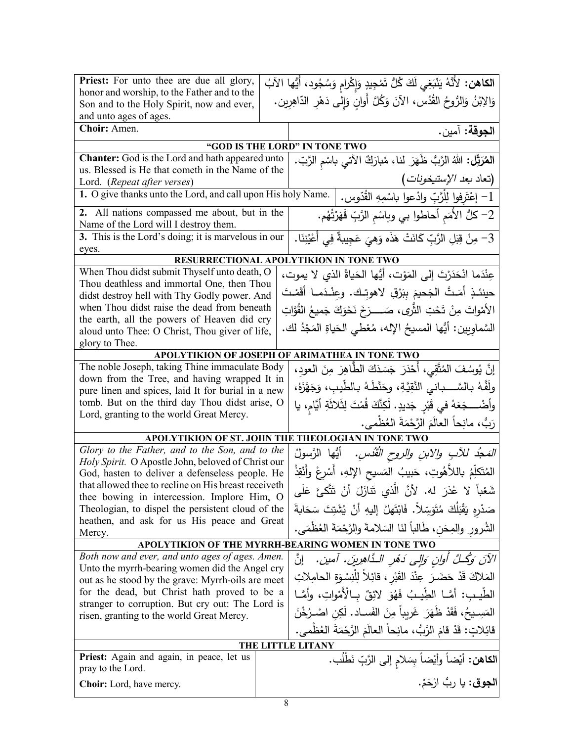| **Priest:** For unto thee are due all glory, honor and worship, to the Father and to the Son and to the Holy Spirit, now and ever, and unto ages of ages. | **الكاهن:** لأَنَّهُ يَنْبَغي لَكَ كُلُّ تَمْجِيدٍ وَإِكْرامٍ وَسُجُود، أَيُّها الآبُ وَالابْنُ وَالرُّوحُ القُدُس، الآنَ وَكُلَّ أَوانٍ وَإِلى دَهْرِ الدّاهِرِين. |
|---|---|
| **Choir:** Amen. | **الجوقة:** آمين. |

## "GOD IS THE LORD" IN TONE TWO

| | |
|---|---|
| **Chanter:** God is the Lord and hath appeared unto us. Blessed is He that cometh in the Name of the Lord. (*Repeat after verses*) | **المُرَتِّل:** اللهُ الرَّبُّ ظَهَرَ لنا، مُبارَكٌ الآتي باسْمِ الرَّبّ. (تعاد بعد *الإستيخونات*) |
| **1.** O give thanks unto the Lord, and call upon His holy Name. | 1- إعْتَرِفوا لِلْرَّبِّ وادْعوا باسْمِهِ القُدّوس. |
| **2.** All nations compassed me about, but in the Name of the Lord will I destroy them. | 2- كلُّ الأُمَمِ أحاطوا بي وباسْمِ الرَّبِّ قَهَرْتُهُم. |
| **3.** This is the Lord's doing; it is marvelous in our eyes. | 3- مِنْ قِبَلِ الرَّبِّ كَانَتْ هَذَه وَهِيَ عَجِيبةٌ فِي أَعْيُنِنَا. |

## RESURRECTIONAL APOLYTIKION IN TONE TWO

| | |
|---|---|
| When Thou didst submit Thyself unto death, O Thou deathless and immortal One, then Thou didst destroy hell with Thy Godly power. And when Thou didst raise the dead from beneath the earth, all the powers of Heaven did cry aloud unto Thee: O Christ, Thou giver of life, glory to Thee. | عِنْدَما انْحَدَرْتَ إلى المَوْت، أيُّها الحَياةُ الذي لا يموت، حينئذٍ أمَتَّ الجَحيمَ بِبَرْقِ لاهوتِك. وعِنْدَما أقَمْتَ الأمْواتَ مِنْ تَحْتِ الثَّرى، صَرَخَ نَحْوَكَ جَميعُ القُوّاتِ السَّماوِيين: أيُّها المسيحُ الإله، مُعْطي الحَياةِ المَجْدُ لك. |

## APOLYTIKION OF JOSEPH OF ARIMATHEA IN TONE TWO

| | |
|---|---|
| The noble Joseph, taking Thine immaculate Body down from the Tree, and having wrapped It in pure linen and spices, laid It for burial in a new tomb. But on the third day Thou didst arise, O Lord, granting to the world Great Mercy. | إنَّ يُوسُفَ المُتَّقِي، أَحْدَرَ جَسَدَكَ الطَّاهِرَ مِنَ العودِ، ولَفَّهُ بالسَّباني النَّقِيَّةِ، وحَنَّطَهُ بالطِّيبِ، وَجَهَّزَهُ، وأضْجَعَهُ في قَبْرٍ جَديدٍ. لَكِنَّكَ قُمْتَ لِثَلاثَةِ أيَّامٍ، يا رَبُّ، مانِحاً العالَمَ الرَّحْمَةَ العُظْمى. |

## APOLYTIKION OF ST. JOHN THE THEOLOGIAN IN TONE TWO

| | |
|---|---|
| *Glory to the Father, and to the Son, and to the Holy Spirit.* O Apostle John, beloved of Christ our God, hasten to deliver a defenseless people. He that allowed thee to recline on His breast receiveth thee bowing in intercession. Implore Him, O Theologian, to dispel the persistent cloud of the heathen, and ask for us His peace and Great Mercy. | *المَجدُ للآبِ والابنِ والروحِ القُدُس.* أيُّها الرَّسولُ المُتَكَلِّمُ باللاَّهُوتِ، حَبيبُ المَسيحِ الإلهِ، أَسْرِعْ وأَنْقِذْ شَعْباً لا عُذرَ له. لأنَّ الَّذي تَنازَلَ أنْ تَتَّكِئَ عَلَى صَدْرِهِ يَقْبَلُكَ مُتَوَسِّلاً. فَابْتَهِلْ إليهِ أنْ يُشَتِّتَ سَحَابَةَ الشُّرورِ والمِحَنِ، طَالباً لنَا السَلامةَ والرَّحْمَةَ العُظْمَى. |

## APOLYTIKION OF THE MYRRH-BEARING WOMEN IN TONE TWO

| | |
|---|---|
| *Both now and ever, and unto ages of ages. Amen.* Unto the myrrh-bearing women did the Angel cry out as he stood by the grave: Myrrh-oils are meet for the dead, but Christ hath proved to be a stranger to corruption. But cry out: The Lord is risen, granting to the world Great Mercy. | *الآنَ وَكُلَّ أَوانٍ وَإِلى دَهْرِ الدَّاهِرِين. آمين.* إنَّ المَلاكَ قَدْ حَضَرَ عِنْدَ القَبْرِ، قائِلاً لِلْنِسْوَةِ الحامِلاتِ الطِّيب: أمَّا الطِّيبُ فَهُوَ لائِقٌ بالأَمْواتِ، وأمَّا المَسيحُ، فَقَدْ ظَهَرَ غَريباً مِنَ الفَساد. لَكِنِ اصْرُخْنَ قائِلاتٍ: قَدْ قامَ الرَّبُّ، مانِحاً العالَمَ الرَّحْمَةَ العُظْمى. |

## THE LITTLE LITANY

| | |
|---|---|
| **Priest:** Again and again, in peace, let us pray to the Lord. | **الكاهن:** أيْضاً وأيْضاً بِسَلامٍ إلى الرَّبِّ نَطْلُب. |
| **Choir:** Lord, have mercy. | **الجوق:** يا ربُّ ارْحَمْ. |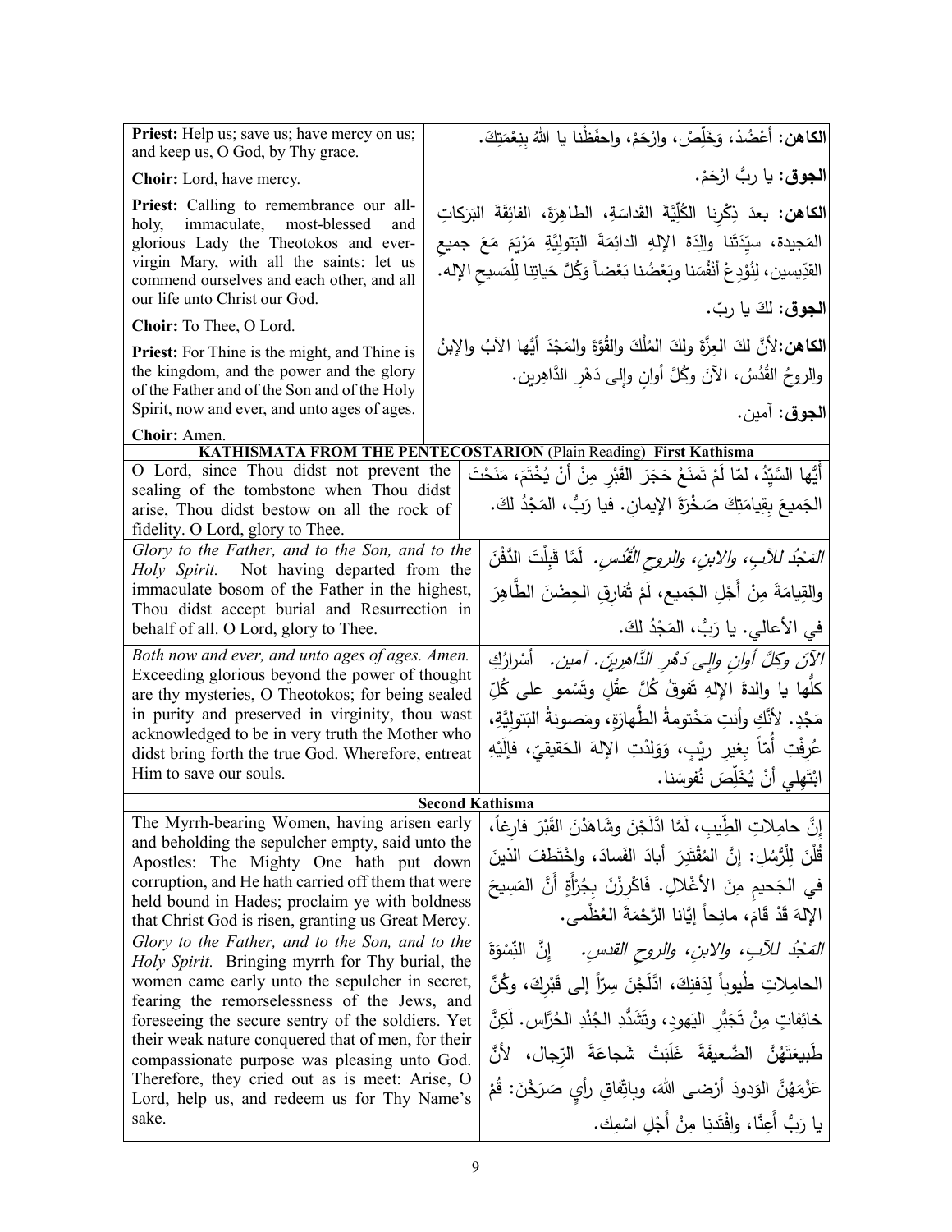| | |
|---|---|
| **Priest:** Help us; save us; have mercy on us; and keep us, O God, by Thy grace. | **الكاهن:** أَعْضُدْ، وَخَلِّصْ، وارْحَمْ، واحفَظْنا يا اللهُ بِنِعْمَتِكَ. |
| **Choir:** Lord, have mercy. | **الجوق:** يا ربُّ ارْحَمْ. |
| **Priest:** Calling to remembrance our all-holy, immaculate, most-blessed and glorious Lady the Theotokos and ever-virgin Mary, with all the saints: let us commend ourselves and each other, and all our life unto Christ our God. | **الكاهن:** بعدَ ذِكْرِنا الكُلِّيَّةَ القَداسَةِ، الطاهِرَةَ، الفائِقَةَ البَرَكاتِ المَجيدة، سيِّدَتَنا والِدَةَ الإلهِ الدائِمَةَ البَتوليَّةِ مَرْيَمَ مَعَ جميعِ القدِّيسين، لِنُوْدِعْ أنفُسَنا وبَعْضُنا بَعْضاً وَكُلَّ حَياتِنا لِلْمَسيحِ الإله. |
| **Choir:** To Thee, O Lord. | **الجوق:** لكَ يا ربّ. |
| **Priest:** For Thine is the might, and Thine is the kingdom, and the power and the glory of the Father and of the Son and of the Holy Spirit, now and ever, and unto ages of ages. | **الكاهن:** لأنَّ لكَ العِزَّةَ ولكَ المُلْكَ والقُوَّةَ والمَجْدَ أيُّها الآبُ والإبنُ والروحُ القُدُسُ، الآنَ وكُلَّ أوانٍ وإلى دَهْرِ الدَّاهِرين. |
| **Choir:** Amen. | **الجوق:** آمين. |

**KATHISMATA FROM THE PENTECOSTARION** (Plain Reading) **First Kathisma**

| | |
|---|---|
| O Lord, since Thou didst not prevent the sealing of the tombstone when Thou didst arise, Thou didst bestow on all the rock of fidelity. O Lord, glory to Thee. | أيُّها السَّيِّدُ، لمّا لَمْ تَمنَعْ حَجَرَ القَبْرِ مِنْ أنْ يُخْتَمَ، مَنَحْتَ الجَميعَ بِقِيامَتِكَ صَخْرَةَ الإيمانِ. فيا رَبُّ، المَجْدُ لكَ. |
| *Glory to the Father, and to the Son, and to the Holy Spirit.* Not having departed from the immaculate bosom of the Father in the highest, Thou didst accept burial and Resurrection in behalf of all. O Lord, glory to Thee. | *المَجْدُ للآبِ، والابنِ، والروحِ القُدُسِ.* لَمَّا قَبِلْتَ الدَّفنَ والقِيامَةَ مِنْ أَجْلِ الجَميع، لَمْ تُفارِقِ الحِضْنَ الطَّاهِرَ في الأعالي. يا رَبُّ، المَجْدُ لكَ. |
| *Both now and ever, and unto ages of ages. Amen.* Exceeding glorious beyond the power of thought are thy mysteries, O Theotokos; for being sealed in purity and preserved in virginity, thou wast acknowledged to be in very truth the Mother who didst bring forth the true God. Wherefore, entreat Him to save our souls. | *الآنَ وكلَّ أوانٍ وإلى دَهْرِ الدَّاهِرينَ. آمين.* أسْرارُكِ كلُّها يا والدةَ الإلهِ تَفوقُ كُلَّ عقْلٍ وتَسْمو على كُلِّ مَجْدٍ. لأنَّكِ وأنتِ مَخْتومةُ الطَّهارَةِ، ومَصونةُ البَتوليَّةِ، عُرِفْتِ أُمّاً بِغيرِ رَيْبٍ، وَوَلَدْتِ الإلهَ الحَقيقيّ، فإلَيْهِ ابْتَهِلي أنْ يُخَلِّصَ نُفوسَنا. |

**Second Kathisma**

| | |
|---|---|
| The Myrrh-bearing Women, having arisen early and beholding the sepulcher empty, said unto the Apostles: The Mighty One hath put down corruption, and He hath carried off them that were held bound in Hades; proclaim ye with boldness that Christ God is risen, granting us Great Mercy. | إنَّ حامِلاتِ الطِّيبِ، لَمَّا ادَّلَجْنَ وشَاهَدْنَ القَبْرَ فارِغاً، قُلْنَ لِلرُّسُلِ: إنَّ المُقْتَدِرَ أبادَ الفَسادَ، واخْتَطَفَ الذينَ في الجَحيمِ مِنَ الأغْلالِ. فَاكْرِزْنَ بِجُرْأَةٍ أَنَّ المَسِيحَ الإلهَ قَدْ قَامَ، مانِحاً إيَّانا الرَّحْمَةَ العُظْمى. |
| *Glory to the Father, and to the Son, and to the Holy Spirit.* Bringing myrrh for Thy burial, the women came early unto the sepulcher in secret, fearing the remorselessness of the Jews, and foreseeing the secure sentry of the soldiers. Yet their weak nature conquered that of men, for their compassionate purpose was pleasing unto God. Therefore, they cried out as is meet: Arise, O Lord, help us, and redeem us for Thy Name's sake. | *المَجْدُ للآبِ، والابنِ، والروحِ القدسِ.* إنَّ النِّسْوَةَ الحامِلاتِ طُيوباً لِدَفنِكَ، ادَّلَجْنَ سِرّاً إلى قَبْرِكَ، وكُنَّ خائِفاتٍ مِنْ تَجَبُّرِ اليَهودِ، وتَشَدُّدِ الجُنْدِ الحُرَّاس. لَكِنَّ طَبيعَتَهُنَّ الضَّعيفَةَ غَلَبَتْ شَجاعَةَ الرِّجال، لأنَّ عَزْمَهُنَّ الوَدودَ أرْضى اللهَ، وباتِّفاقِ رأيٍ صَرَخْنَ: قُمْ يا رَبُّ أَعِنَّا، وافْتَدِنا مِنْ أَجْلِ اسْمِك. |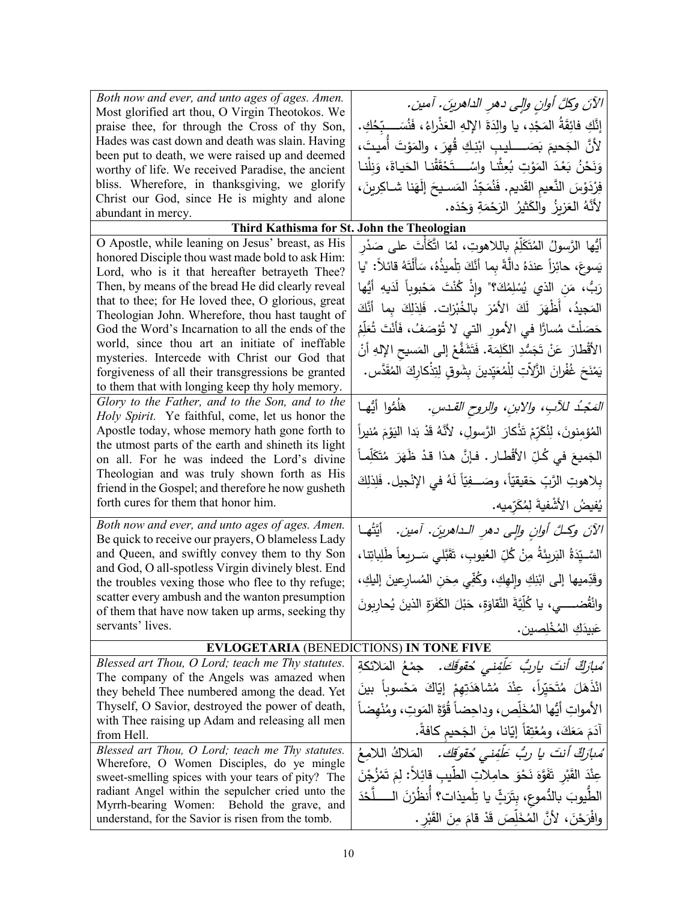| | |
|---|---|
| *Both now and ever, and unto ages of ages. Amen.* Most glorified art thou, O Virgin Theotokos. We praise thee, for through the Cross of thy Son, Hades was cast down and death was slain. Having been put to death, we were raised up and deemed worthy of life. We received Paradise, the ancient bliss. Wherefore, in thanksgiving, we glorify Christ our God, since He is mighty and alone abundant in mercy. | *الآنَ وكلَّ أوانٍ وإلى دهرِ الداهرينَ. آمين.* إنَّكِ فائِقَةُ المَجْدِ، يا والِدَةَ الإلهِ العَذْراءُ، فَنُسَبِّحُكِ. لأنَّ الجَحيمَ بَصَليبِ ابْنِكِ قُهِرَ، والمَوْتَ أُميتَ، وَنَحْنُ بَعْدَ المَوْتِ بُعِثْنا واسْتَحْقَقْنا الحَياةَ، وَنِلْنا فِرْدَوْسَ النَّعيمِ القَديم. فَنُمَجِّدُ المَسيحَ إلَهَنا شاكِرينَ، لأنَّهُ العَزيزُ والكَثيرُ الرَحْمَةِ وَحْدَه. |
| **Third Kathisma for St. John the Theologian** | |
| O Apostle, while leaning on Jesus' breast, as His honored Disciple thou wast made bold to ask Him: Lord, who is it that hereafter betrayeth Thee? Then, by means of the bread He did clearly reveal that to thee; for He loved thee, O glorious, great Theologian John. Wherefore, thou hast taught of God the Word's Incarnation to all the ends of the world, since thou art an initiate of ineffable mysteries. Intercede with Christ our God that forgiveness of all their transgressions be granted to them that with longing keep thy holy memory. | أيُّها الرَّسولُ المُتَكَلِّمُ باللاهوتِ، لمّا اتَّكَأْتَ على صَدْرِ يَسوعَ، حائِزاً عندَهُ دالَّةً بِما أنَّكَ تِلْميذُهُ، سَأَلْتَهُ قائلاً: "يا رَبُّ، مَنِ الذي يُسْلِمُكَ؟" وإذْ كُنْتَ مَحْبوباً لَدَيهِ أيُّها المَجيدُ، أَظْهَرَ لَكَ الأمْرَ بالخُبْزات. فَلِذلِكَ بِما أنَّكَ حَصَلْتَ مُساراً في الأمورِ التي لا تُوْصَفُ، فأنْتَ تُعَلِّمُ الأقْطارَ عَنْ تَجَسُّدِ الكَلِمَة. فَتَشَفَّعْ إلى المَسيحِ الإلهِ أنْ يَمْنَحَ غُفْرانَ الزَّلاتِ لِلْمُعَيِّدينَ بِشَوقٍ لِتِذْكارِكَ المُقَدَّس. |
| *Glory to the Father, and to the Son, and to the Holy Spirit.* Ye faithful, come, let us honor the Apostle today, whose memory hath gone forth to the utmost parts of the earth and shineth its light on all. For he was indeed the Lord's divine Theologian and was truly shown forth as His friend in the Gospel; and therefore he now gusheth forth cures for them that honor him. | *المَجْدُ للآبِ، والابنِ، والروحِ القدس.* هَلُمُّوا أيُّها المُؤمِنونَ، لِنُكَرِّمْ تَذْكارَ الرَّسولِ، لأنَّهُ قَدْ بَدا اليَوْمَ مُنيراً الجَميعَ في كُلِّ الأقْطار. فإنَّ هذا قدْ ظَهَرَ مُتَكَلِّماً بِلاهوتِ الرَّبِّ حَقيقيّاً، وصَفِيّاً لَهُ في الإنْجيل. فَلِذلِكَ يُفيضُ الأشْفيةَ لِمُكَرِّميه. |
| *Both now and ever, and unto ages of ages. Amen.* Be quick to receive our prayers, O blameless Lady and Queen, and swiftly convey them to thy Son and God, O all-spotless Virgin divinely blest. End the troubles vexing those who flee to thy refuge; scatter every ambush and the wanton presumption of them that have now taken up arms, seeking thy servants' lives. | *الآنَ وكلَّ أوانٍ وإلى دهرِ الداهرينَ. آمين.* أيَّتُها السَّيِّدَةُ البَريئَةُ مِنْ كُلِّ العُيوبِ، تَقَبَّلي سَريعاً طَلِباتِنا، وقَدِّميها إلى ابْنِكِ وإلهِكِ، وكُفِّي مِحَنَ المُسارِعينَ إليكِ، وانْقُضي، يا كُلِّيَّةَ النَّقاوَةِ، حَبْلَ الكَفَرَةِ الذينَ يُحارِبونَ عَبيدَكِ المُخْلِصين. |
| **EVLOGETARIA (BENEDICTIONS) IN TONE FIVE** | |
| *Blessed art Thou, O Lord; teach me Thy statutes.* The company of the Angels was amazed when they beheld Thee numbered among the dead. Yet Thyself, O Savior, destroyed the power of death, with Thee raising up Adam and releasing all men from Hell. | *مُبارَكٌ أنتَ ياربُّ عَلِّمْني حُقوقَكَ.* جمْعُ المَلائكةِ انْذَهَلَ مُتَحَيِّراً، عِنْدَ مُشاهَدَتِهِمْ إيّاكَ مَحْسوباً بينَ الأمواتِ أيُّها المُخَلِّص، وداحِضاً قُوَّةَ المَوتِ، ومُنْهِضاً آدَمَ مَعَكَ، ومُعْتِقاً إيّانا مِنَ الجَحيم كافةً. |
| *Blessed art Thou, O Lord; teach me Thy statutes.* Wherefore, O Women Disciples, do ye mingle sweet-smelling spices with your tears of pity? The radiant Angel within the sepulcher cried unto the Myrrh-bearing Women: Behold the grave, and understand, for the Savior is risen from the tomb. | *مُبارَكٌ أنتَ يا ربُّ عَلِّمْني حُقوقَكَ.* المَلاكُ اللامِعُ عِنْدَ القَبْرِ تَفَوَّهَ نَحْوَ حامِلاتِ الطّيبِ قائِلاً: لِمَ تَمْزُجْنَ الطُّيوبَ بالدُّموعِ، بِتَرَثٍّ يا تِلْميذات؟ أُنظُرْنَ اللَّحْدَ وافْرَحْنَ، لأنَّ المُخَلِّصَ قَدْ قامَ مِنَ القَبْرِ. |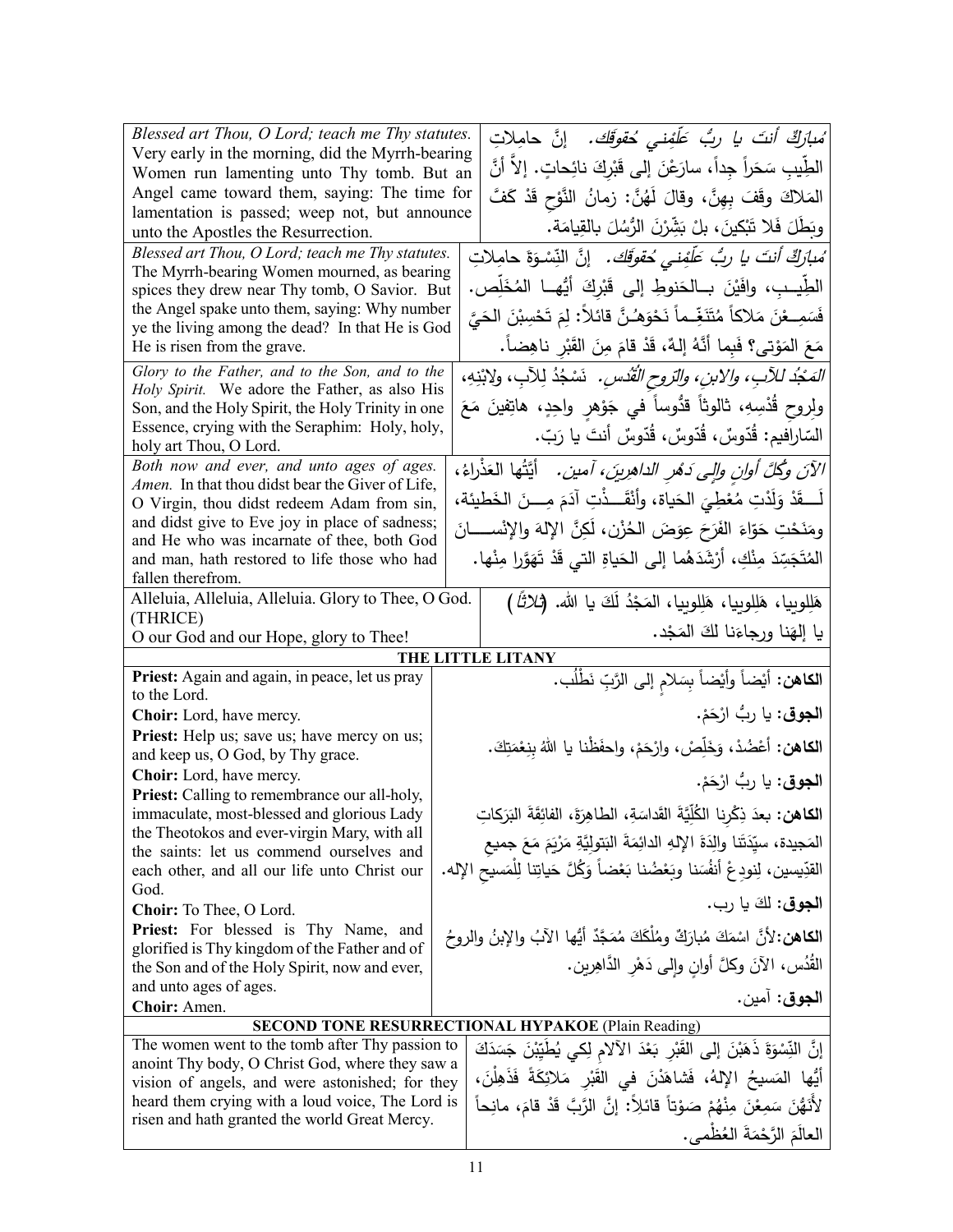| | |
|---|---|
| *Blessed art Thou, O Lord; teach me Thy statutes.* Very early in the morning, did the Myrrh-bearing Women run lamenting unto Thy tomb. But an Angel came toward them, saying: The time for lamentation is passed; weep not, but announce unto the Apostles the Resurrection. | *مُبارَكٌ أنتَ يا ربُّ عَلِّمْني حُقوقَك.* إنَّ حامِلاتِ الطِّيبِ سَحَراً جِداً، سارَعْنَ إلى قَبْرِكَ نائِحاتٍ. إلاَّ أنَّ المَلاكَ وقَفَ بِهِنَّ، وقالَ لَهُنَّ: زمانُ النَّوْحِ قَدْ كَفَّ وبَطَلَ فَلا تَبْكِينَ، بلْ بَشِّرْنَ الرُّسُلَ بالقِيامَة. |
| *Blessed art Thou, O Lord; teach me Thy statutes.* The Myrrh-bearing Women mourned, as bearing spices they drew near Thy tomb, O Savior. But the Angel spake unto them, saying: Why number ye the living among the dead? In that He is God He is risen from the grave. | *مُبارَكٌ أنتَ يا ربُّ عَلِّمْني حُقوقَك.* إنَّ النِّسْوَةَ حامِلاتِ الطِّيبِ، وافَيْنَ بالحَنوطِ إلى قَبْرِكَ أيُّها المُخَلِّص. فَسَمِعْنَ مَلاكاً مُتَنَغِّماً نَحْوَهُنَّ قائلاً: لِمَ تَحْسِبْنَ الحَيَّ مَعَ المَوْتى؟ فَبِما أنَّهُ إلهٌ، قَدْ قامَ مِنَ القَبْرِ ناهِضاً. |
| *Glory to the Father, and to the Son, and to the Holy Spirit.* We adore the Father, as also His Son, and the Holy Spirit, the Holy Trinity in one Essence, crying with the Seraphim: Holy, holy, holy art Thou, O Lord. | *المَجْدُ للآبِ، والابنِ، والرّوحِ القُدُس.* نَسْجُدُ لِلآبِ، ولابْنِهِ، ولِروحِ قُدْسِهِ، ثالوثاً قدُّوساً في جَوْهرٍ واحِدٍ، هاتِفينَ مَعَ السّارافيم: قُدّوسٌ، قُدّوسٌ، قُدّوسٌ أنتَ يا رَبّ. |
| *Both now and ever, and unto ages of ages. Amen.* In that thou didst bear the Giver of Life, O Virgin, thou didst redeem Adam from sin, and didst give to Eve joy in place of sadness; and He who was incarnate of thee, both God and man, hath restored to life those who had fallen therefrom. | *الآنَ وكُلَّ أوانٍ وإلى دَهْرِ الداهِرينَ، آمين.* أيَّتُها العَذْراءُ، لَقَدْ وَلَدْتِ مُعْطِيَ الحَياة، وأنْقَذْتِ آدَمَ مِنَ الخَطيئة، ومَنَحْتِ حَوّاءَ الفَرَحَ عِوَضَ الحُزْن، لَكِنَّ الإلهَ والإنْسانَ المُتَجَسِّدَ مِنْكِ، أرْشَدَهُما إلى الحَياةِ التي قَدْ تَهَوَّرا مِنْها. |
| Alleluia, Alleluia, Alleluia. Glory to Thee, O God. (THRICE) O our God and our Hope, glory to Thee! | هَلِلوييا، هَلِلوييا، هَلِلوييا، المَجْدُ لَكَ يا الله. *(ثلاثاً)* يا إلهَنا ورجاءَنا لكَ المَجْد. |

## THE LITTLE LITANY

| | |
|---|---|
| **Priest:** Again and again, in peace, let us pray to the Lord. | **الكاهن:** أيْضاً وأيْضاً بِسَلامٍ إلى الرَّبِّ نَطْلُب. |
| **Choir:** Lord, have mercy. | **الجوق:** يا ربُّ ارْحَمْ. |
| **Priest:** Help us; save us; have mercy on us; and keep us, O God, by Thy grace. | **الكاهن:** أَعْضُدْ، وَخَلِّصْ، وارْحَمْ، واحفَظْنا يا اللهُ بِنِعْمَتِكَ. |
| **Choir:** Lord, have mercy. | **الجوق:** يا ربُّ ارْحَمْ. |
| **Priest:** Calling to remembrance our all-holy, immaculate, most-blessed and glorious Lady the Theotokos and ever-virgin Mary, with all the saints: let us commend ourselves and each other, and all our life unto Christ our God. | **الكاهن:** بعدَ ذِكْرِنا الكُلِّيَّةَ القَداسَةِ، الطاهِرَةَ، الفائِقَةَ البَرَكاتِ المَجيدة، سيِّدَتَنا والِدَةَ الإلهِ الدائِمَةَ البَتوليَّةِ مَرْيَمَ مَعَ جميعِ القدِّيسين، لِنودِعْ أنفُسَنا وبَعْضُنا بَعْضاً وَكُلَّ حَياتِنا لِلْمَسيحِ الإله. |
| **Choir:** To Thee, O Lord. | **الجوق:** لكَ يا رب. |
| **Priest:** For blessed is Thy Name, and glorified is Thy kingdom of the Father and of the Son and of the Holy Spirit, now and ever, and unto ages of ages. | **الكاهن:** لأنَّ اسْمَكَ مُبارَكٌ ومُلْكَكَ مُمَجَّدٌ أيُّها الآبُ والإبنُ والروحُ القُدُس، الآنَ وكلَّ أوانٍ وإلى دَهْرِ الدَّاهِرين. |
| **Choir:** Amen. | **الجوق:** آمين. |

## SECOND TONE RESURRECTIONAL HYPAKOE (Plain Reading)

| | |
|---|---|
| The women went to the tomb after Thy passion to anoint Thy body, O Christ God, where they saw a vision of angels, and were astonished; for they heard them crying with a loud voice, The Lord is risen and hath granted the world Great Mercy. | إنَّ النِّسْوَةَ ذَهَبْنَ إلى القَبْرِ بَعْدَ الآلامِ لِكي يُطَيِّبْنَ جَسَدَكَ أيُّها المَسيحُ الإلهُ، فَشاهَدْنَ في القَبْرِ مَلائِكَةً فَذَهِلْنَ، لأَنَّهُنَّ سَمِعْنَ مِنْهُمْ صَوْتاً قائِلاً: إنَّ الرَّبَّ قَدْ قامَ، مانِحاً العالَمَ الرَّحْمَةَ العُظْمى. |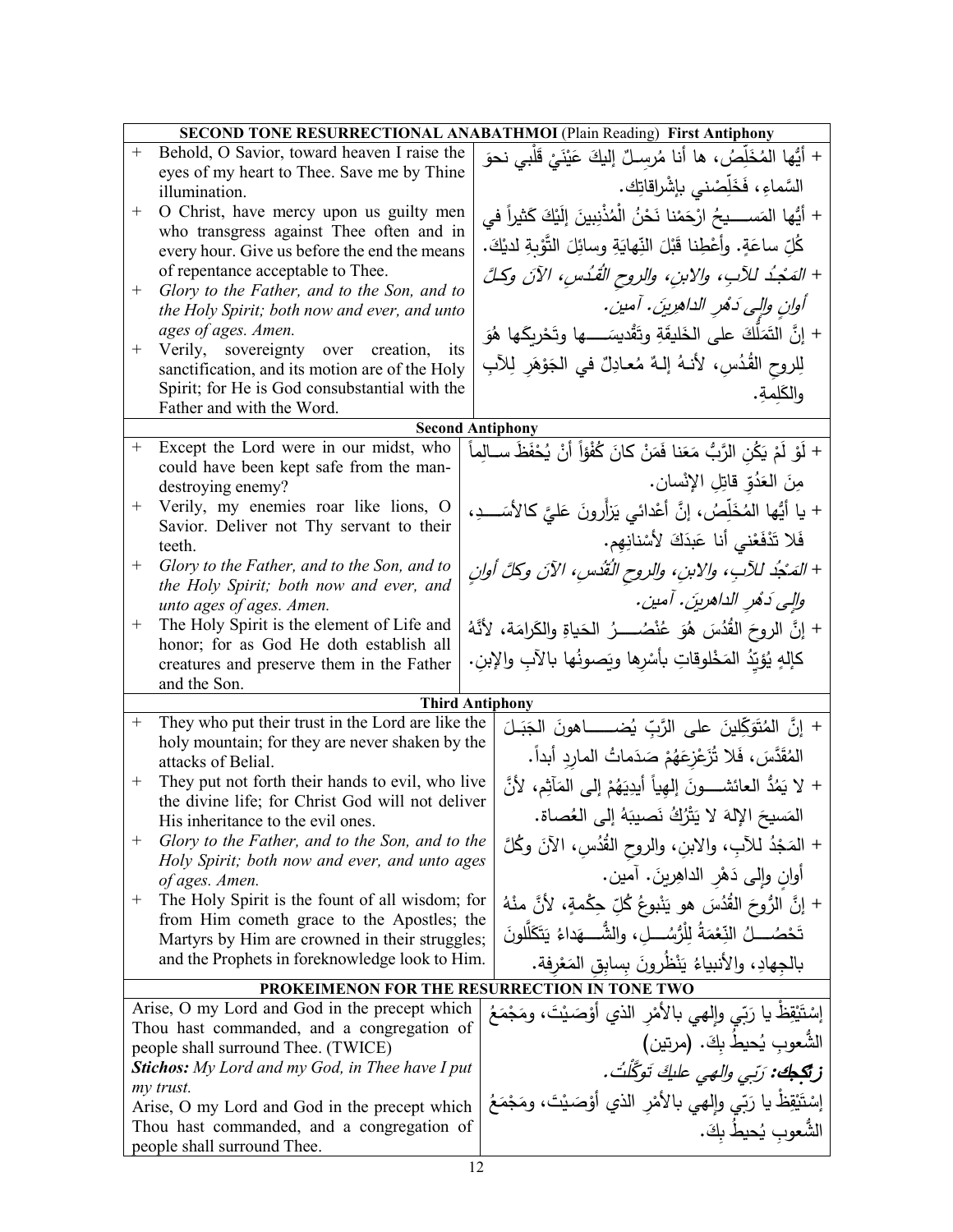| **SECOND TONE RESURRECTIONAL ANABATHMOI** (Plain Reading) **First Antiphony** | |
|---|---|
| + Behold, O Savior, toward heaven I raise the eyes of my heart to Thee. Save me by Thine illumination. | + أيُّها المُخَلِّصُ، ها أنا مُرسِلٌ إليكَ عَيْنَيْ قَلْبي نحوَ السَّماءِ، فَخَلِّصْني بإشْراقاتِك. |
| + O Christ, have mercy upon us guilty men who transgress against Thee often and in every hour. Give us before the end the means of repentance acceptable to Thee. | + أيُّها المَسيحُ ارْحَمْنا نَحْنُ الْمُذْنِبينَ إلَيْكَ كَثيراً في كُلِّ ساعَةٍ. وأَعْطِنا قَبْلَ النِّهايَةِ وسائِلَ التَّوْبةِ لديْكَ. |
| + *Glory to the Father, and to the Son, and to the Holy Spirit; both now and ever, and unto ages of ages. Amen.* | + *المَجْدُ للآبِ، والابنِ، والروحِ القُدُسِ، الآنَ وكلَّ أوانٍ وإلى دَهْرِ الداهِرينَ. آمين.* |
| + Verily, sovereignty over creation, its sanctification, and its motion are of the Holy Spirit; for He is God consubstantial with the Father and with the Word. | + إنَّ التَمَلُّكَ على الخَليقَةِ وتَقْديسَها وتَحْريكَها هُوَ لِلروحِ القُدُسِ، لأنهُ إلهٌ مُعادِلٌ في الجَوْهَرِ لِلآبِ والكَلِمةِ. |
| **Second Antiphony** | |
| + Except the Lord were in our midst, who could have been kept safe from the man-destroying enemy? | + لَوْ لَمْ يَكُنِ الرَّبُّ مَعَنا فَمَنْ كانَ كُفْؤاً أنْ يُحْفَظَ سالِماً مِنَ العَدُوِّ قاتِلِ الإنْسان. |
| + Verily, my enemies roar like lions, O Savior. Deliver not Thy servant to their teeth. | + يا أيُّها المُخَلِّصُ، إنَّ أعْدائي يَزأَرونَ عَليَّ كالأسَدِ، فَلا تَدْفَعْني أنا عَبدَكَ لأسْنانِهِم. |
| + *Glory to the Father, and to the Son, and to the Holy Spirit; both now and ever, and unto ages of ages. Amen.* | + *المَجْدُ للآبِ، والابنِ، والروحِ القُدُسِ، الآنَ وكلَّ أوانٍ وإلى دَهْرِ الداهِرينَ. آمين.* |
| + The Holy Spirit is the element of Life and honor; for as God He doth establish all creatures and preserve them in the Father and the Son. | + إنَّ الروحَ القُدُسَ هُوَ عُنْصُرُ الحَياةِ والكَرامَة، لأنَّهُ كإلهٍ يُوَيِّدُ المَخْلوقاتِ بأسْرِها ويَصونُها بالآبِ والإبنِ. |
| **Third Antiphony** | |
| + They who put their trust in the Lord are like the holy mountain; for they are never shaken by the attacks of Belial. | + إنَّ المُتَوَكِّلينَ على الرَّبِّ يُضاهونَ الجَبَلَ المُقَدَّسَ، فَلا تُزَعْزِعَهُمْ صَدَماتُ المارِدِ أبداً. |
| + They put not forth their hands to evil, who live the divine life; for Christ God will not deliver His inheritance to the evil ones. | + لا يَمُدُّ العائشونَ إلهِياً أَيدِيَهُمْ إلى المَآثِمِ، لأنَّ المَسيحَ الإلهَ لا يَتْرُكُ نَصيبَهُ إلى العُصاة. |
| + *Glory to the Father, and to the Son, and to the Holy Spirit; both now and ever, and unto ages of ages. Amen.* | + المَجْدُ للآبِ، والابنِ، والروحِ القُدُسِ، الآنَ وكُلَّ أوانٍ وإلى دَهْرِ الداهِرينَ. آمين. |
| + The Holy Spirit is the fount of all wisdom; for from Him cometh grace to the Apostles; the Martyrs by Him are crowned in their struggles; and the Prophets in foreknowledge look to Him. | + إنَّ الرُّوحَ القُدُسَ هو يَنْبوعُ كُلِّ حِكْمةٍ، لأنَّ مِنْهُ تَحْصُلُ النِّعْمَةُ لِلرُّسُلِ، والشُّهَداءُ يَتَكَلَّلونَ بالجِهادِ، والأنبياءُ يَنْظُرونَ بِسابِقِ المَعْرِفة. |
| **PROKEIMENON FOR THE RESURRECTION IN TONE TWO** | |
| Arise, O my Lord and God in the precept which Thou hast commanded, and a congregation of people shall surround Thee. (TWICE) | إسْتَيْقِظْ يا رَبّي وإلهي بالأمْرِ الذي أوْصَيْتَ، ومَجْمَعُ الشُّعوبِ يُحيطُ بِكَ. (مرتين) |
| ***Stichos:*** *My Lord and my God, in Thee have I put my trust.* | ***ستيخن:*** *رَبّي والهي عليكَ تَوَكَّلْتُ.* |
| Arise, O my Lord and God in the precept which Thou hast commanded, and a congregation of people shall surround Thee. | إسْتَيْقِظْ يا رَبّي وإلهي بالأمْرِ الذي أوْصَيْتَ، ومَجْمَعُ الشُّعوبِ يُحيطُ بِكَ. |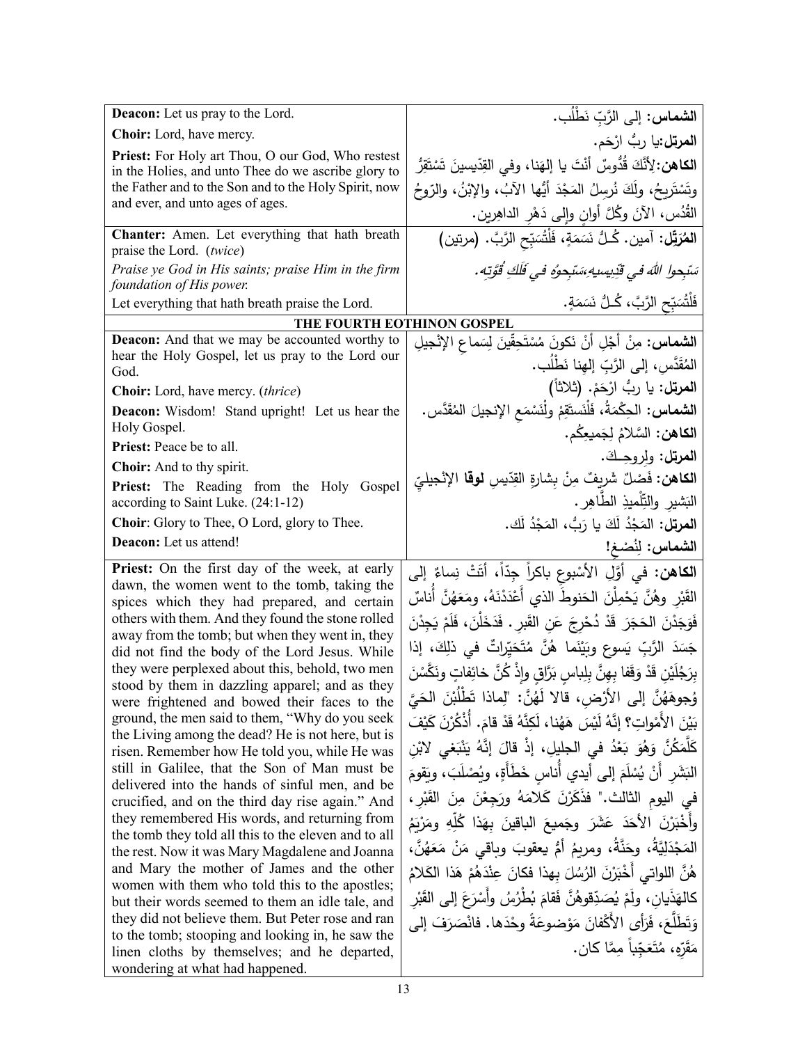| | |
|---|---|
| **Deacon:** Let us pray to the Lord. | **الشماس:** إلى الرَّبِ نَطْلُب. |
| **Choir:** Lord, have mercy. | **المرتل:**يا ربُّ ارْحَم. |
| **Priest:** For Holy art Thou, O our God, Who restest in the Holies, and unto Thee do we ascribe glory to the Father and to the Son and to the Holy Spirit, now and ever, and unto ages of ages. | **الكاهن:**لأنَّكَ قُدُّوسٌ أنْتَ يا إلهَنا، وفي القِدّيسينَ تَسْتَقِرُّ وتَسْتَريحُ، ولَكَ نُرسلُ المَجْدَ أيُّها الآبُ، والإبْنُ، والرّوحُ القُدُس، الآنَ وكُلَّ أوانٍ وإلى دَهْرِ الداهِرين. |
| **Chanter:** Amen. Let everything that hath breath praise the Lord. (*twice*) | **المُرَتِّل:** آمين. كُـلُّ نَسَمَةٍ، فَلْتُسَبِّحِ الرَّبَّ. (مرتين) |
| *Praise ye God in His saints; praise Him in the firm foundation of His power.* | *سَبِّحوا اللهَ في قدِّيسيهِ،سَبِّحوهُ في فَلَكِ قُوَّتِه.* |
| Let everything that hath breath praise the Lord. | فَلْتُسَبِّحِ الرَّبَّ، كُـلُّ نَسَمَةٍ. |

## THE FOURTH EOTHINON GOSPEL

| | |
|---|---|
| **Deacon:** And that we may be accounted worthy to hear the Holy Gospel, let us pray to the Lord our God. | **الشماس:** مِنْ أجْلِ أنْ نَكونَ مُسْتَحِقّينَ لِسَماعِ الإنْجيلِ المُقَدَّسِ، إلى الرَّبِّ إلهِنا نَطْلُب. |
| **Choir:** Lord, have mercy. (*thrice*) | **المرتل:** يا ربُّ ارْحَمْ. (ثلاثاً) |
| **Deacon:** Wisdom! Stand upright! Let us hear the Holy Gospel. | **الشماس:** الحِكْمَةُ، فَلْنَستَقِمْ ولْنَسْمَعِ الإنجيلَ المُقَدَّس. |
| **Priest:** Peace be to all. | **الكاهن:** السَّلامُ لِجَميعِكُم. |
| **Choir:** And to thy spirit. | **المرتل:** ولِروحِـكَ. |
| **Priest:** The Reading from the Holy Gospel according to Saint Luke. (24:1-12) | **الكاهن:** فَصْلٌ شَريفٌ مِنْ بِشارةِ القِدّيسِ **لوقا** الإنْجيليِّ البَشيرِ والتِّلْميذِ الطّاهِر. |
| **Choir**: Glory to Thee, O Lord, glory to Thee. | **المرتل:** المَجْدُ لَكَ يا رَبُّ، المَجْدُ لَك. |
| **Deacon:** Let us attend! | **الشماس:** لِنُصْغِ! |
| **Priest:** On the first day of the week, at early dawn, the women went to the tomb, taking the spices which they had prepared, and certain others with them. And they found the stone rolled away from the tomb; but when they went in, they did not find the body of the Lord Jesus. While they were perplexed about this, behold, two men stood by them in dazzling apparel; and as they were frightened and bowed their faces to the ground, the men said to them, "Why do you seek the Living among the dead? He is not here, but is risen. Remember how He told you, while He was still in Galilee, that the Son of Man must be delivered into the hands of sinful men, and be crucified, and on the third day rise again." And they remembered His words, and returning from the tomb they told all this to the eleven and to all the rest. Now it was Mary Magdalene and Joanna and Mary the mother of James and the other women with them who told this to the apostles; but their words seemed to them an idle tale, and they did not believe them. But Peter rose and ran to the tomb; stooping and looking in, he saw the linen cloths by themselves; and he departed, wondering at what had happened. | **الكاهن:** في أوَّلِ الأسْبوعِ باكراً جِدّاً، أتَتْ نِساءٌ إلى القَبْرِ وهُنَّ يَحْمِلْنَ الحَنوطَ الذي أَعْدَدْنَهُ، ومَعَهُنَّ أُناسٌ فَوَجَدْنَ الحَجَرَ قَدْ دُحْرِجَ عَنِ القَبر. فَدَخَلْنَ، فَلَمْ يَجِدْنَ جَسَدَ الرَّبِّ يَسوع وبَيْنَما هُنَّ مُتَحَيِّراتٌ في ذلِكَ، إذا بِرَجُلَيْنِ قَدْ وَقَفا بِهِنَّ بِلِباسٍ بَرَّاقٍ وإذْ كُنَّ خائِفاتٍ ونَكَّسْنَ وُجوهَهُنَّ إلى الأَرْضِ، قالا لَهُنَّ: "لِماذا تَطْلُبْنَ الحَيَّ بَيْنَ الأَمْواتِ؟ إنَّهُ لَيْسَ هَهُنا، لَكِنَّهُ قَدْ قامَ. أُذْكُرْنَ كَيْفَ كَلَّمَكُنَّ وَهُوَ بَعْدُ في الجليلِ، إذْ قالَ إنَّهُ يَنْبَغي لابْنِ البَشَرِ أنْ يُسْلَمَ إلى أيدي أُناسٍ خَطَأَةٍ، ويُصْلَبَ، ويَقومَ في اليومِ الثالث." فذَكَرْنَ كَلامَهُ ورَجِعْنَ مِنَ القَبْرِ، وأَخْبَرْنَ الأحَدَ عَشَرَ وجَميعَ الباقينَ بِهَذا كُلِّهِ ومَرْيَمُ المَجْدَلِيَّةُ، وحَنَّةُ، ومريمُ أمُّ يعقوبَ وباقي مَنْ مَعَهُنَّ، هُنَّ اللواتي أَخْبَرْنَ الرُسُلَ بِهذا فكانَ عِنْدَهُمْ هَذا الكَلامُ كالهَذَيانِ، ولَمْ يُصَدِّقوهُنَّ فَقامَ بُطْرُسُ وأَسْرَعَ إلى القَبْرِ وَتَطَلَّعَ، فَرَأى الأَكْفانَ مَوْضوعَةً وحْدَها. فانْصَرَفَ إلى مَقَرِّهِ، مُتَعَجِّباً مِمَّا كان. |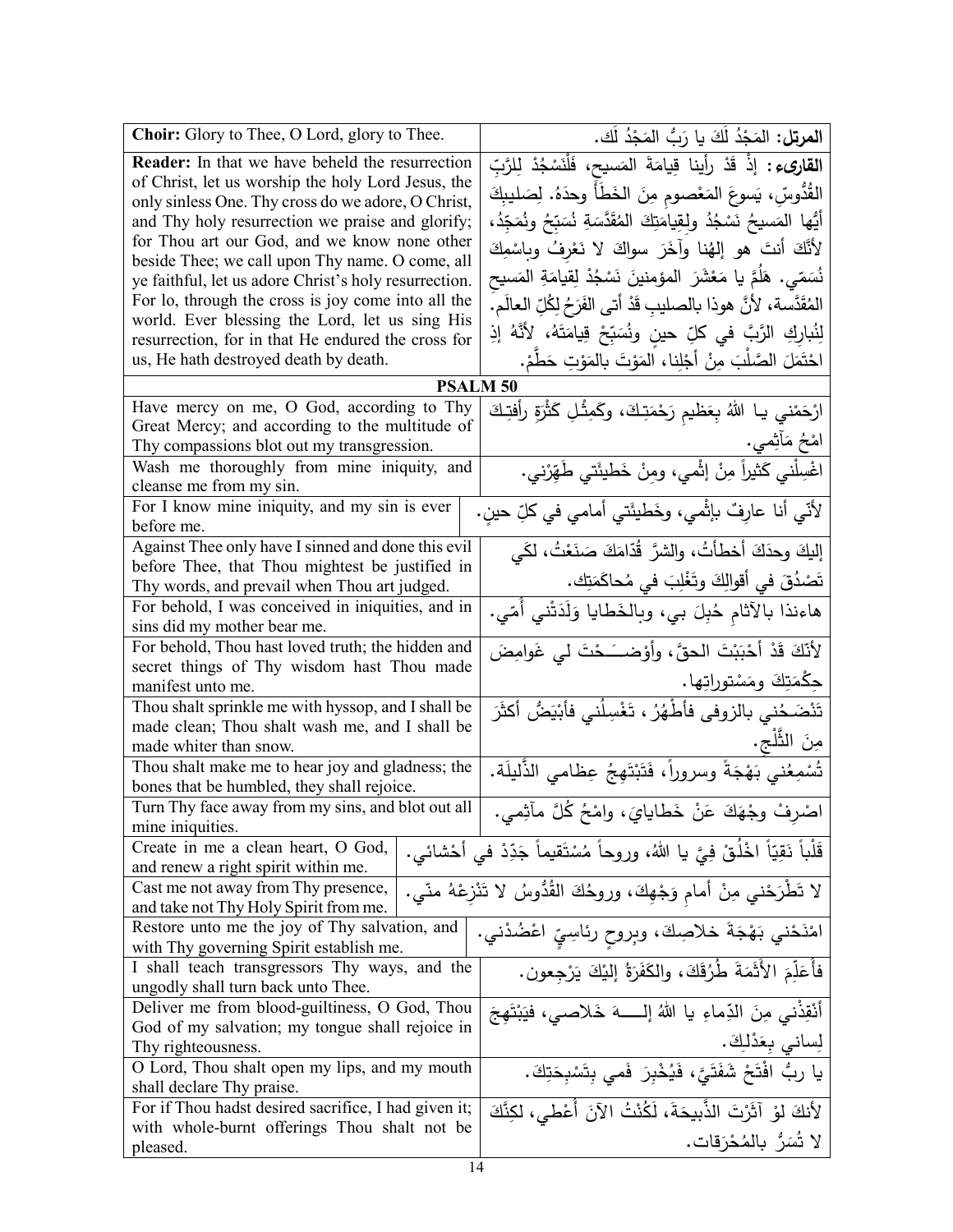| Choir: Glory to Thee, O Lord, glory to Thee. | **المرتل:** المَجْدُ لَكَ يا رَبُّ المَجْدُ لَك. |
|---|---|
| **Reader:** In that we have beheld the resurrection of Christ, let us worship the holy Lord Jesus, the only sinless One. Thy cross do we adore, O Christ, and Thy holy resurrection we praise and glorify; for Thou art our God, and we know none other beside Thee; we call upon Thy name. O come, all ye faithful, let us adore Christ's holy resurrection. For lo, through the cross is joy come into all the world. Ever blessing the Lord, let us sing His resurrection, for in that He endured the cross for us, He hath destroyed death by death. | **القارىء:** إذْ قَدْ رأينا قِيامَةَ المَسيحِ، فَلْنَسْجُدْ لِلرَّبِّ القُدُّوسِ، يَسوعَ المَعْصومِ مِنَ الخَطَأ وحدَهُ. لِصَليبِكَ أيُّها المَسيحُ نَسْجُدُ ولِقِيامَتِكَ المُقَدَّسَةِ نُسَبِّحُ ونُمَجِّدُ، لأنَّكَ أنتَ هو إلهُنا وآخَرَ سواكَ لا نَعْرِفُ وباسْمِكَ نُسَمّي. هَلُمَّ يا مَعْشَرَ المؤمنينَ نَسْجُدْ لِقيامَةِ المَسيحِ المُقَدَّسة، لأنَّ هوذا بالصليبِ قَدْ أتى الفَرَحُ لِكُلِّ العالَم. لِنُبارِكِ الرَّبَّ في كلِّ حينٍ ونُسَبِّحْ قِيامَتَهُ، لأنَّهُ إذِ احْتَمَلَ الصَّلْبَ مِنْ أجْلِنا، المَوْتَ بالمَوْتِ حَطَّمْ. |
| **PSALM 50** | |
| Have mercy on me, O God, according to Thy Great Mercy; and according to the multitude of Thy compassions blot out my transgression. | ارْحَمْني يا اللهُ بِعَظيمِ رَحْمَتِكَ، وكَمِثْلِ كَثْرَةِ رأفتِكَ امْحُ مَآثِمي. |
| Wash me thoroughly from mine iniquity, and cleanse me from my sin. | اغْسِلْني كَثيراً مِنْ إثْمي، ومِنْ خَطيئَتي طَهِّرْني. |
| For I know mine iniquity, and my sin is ever before me. | لأنّي أنا عارِفٌ بإثْمي، وخَطيئَتي أمامي في كلِّ حينٍ. |
| Against Thee only have I sinned and done this evil before Thee, that Thou mightest be justified in Thy words, and prevail when Thou art judged. | إليكَ وحدَكَ أخطأتُ، والشرَّ قُدّامَكَ صَنَعْتُ، لكَي تَصْدُقَ في أقوالِكَ وتَغْلِبَ في مُحاكَمَتِك. |
| For behold, I was conceived in iniquities, and in sins did my mother bear me. | هاءنذا بالآثامِ حُبِلَ بي، وبالخَطايا وَلَدَتْني أمّي. |
| For behold, Thou hast loved truth; the hidden and secret things of Thy wisdom hast Thou made manifest unto me. | لأنَّكَ قَدْ أحْبَبْتَ الحقَّ، وأوْضَحْتَ لي غَوامِضَ حِكْمَتِكَ ومَسْتوراتِها. |
| Thou shalt sprinkle me with hyssop, and I shall be made clean; Thou shalt wash me, and I shall be made whiter than snow. | تَنْضَحُني بالزوفى فأطْهُرُ، تَغْسِلُني فأبْيَضُّ أكثَرَ مِنَ الثَّلْجِ. |
| Thou shalt make me to hear joy and gladness; the bones that be humbled, they shall rejoice. | تُسْمِعُني بَهْجَةً وسروراً، فَتَبْتَهِجُ عِظامي الذَّليلَة. |
| Turn Thy face away from my sins, and blot out all mine iniquities. | اصْرِفْ وجْهَكَ عَنْ خَطايايَ، وامْحُ كُلَّ مآثِمي. |
| Create in me a clean heart, O God, and renew a right spirit within me. | قَلْباً نَقِيّاً اخْلُقْ فِيَّ يا اللهُ، وروحاً مُسْتَقيماً جَدِّدْ في أحْشائي. |
| Cast me not away from Thy presence, and take not Thy Holy Spirit from me. | لا تَطْرَحْني مِنْ أمامِ وَجْهِكَ، وروحُكَ القُدُّوسُ لا تَنْزِعْهُ منّي. |
| Restore unto me the joy of Thy salvation, and with Thy governing Spirit establish me. | امْنَحْني بَهْجَةَ خلاصِكَ، وبِروحٍ رئاسِيٍّ اعْضُدْني. |
| I shall teach transgressors Thy ways, and the ungodly shall turn back unto Thee. | فأُعَلِّمَ الأَثَمَةَ طُرُقَكَ، والكَفَرَةُ إليْكَ يَرْجِعون. |
| Deliver me from blood-guiltiness, O God, Thou God of my salvation; my tongue shall rejoice in Thy righteousness. | أنْقِذْني مِنَ الدِّماءِ يا اللهُ إلهَ خَلاصي، فيَبْتَهِجَ لِساني بِعَدْلِكَ. |
| O Lord, Thou shalt open my lips, and my mouth shall declare Thy praise. | يا ربُّ افْتَحْ شَفَتَيَّ، فَيُخْبِرَ فَمي بِتَسْبِحَتِكَ. |
| For if Thou hadst desired sacrifice, I had given it; with whole-burnt offerings Thou shalt not be pleased. | لأنكَ لوْ آثَرْتَ الذَّبيحَةَ، لَكُنْتُ الآنَ أُعْطي، لكِنَّكَ لا تُسَرُّ بالمُحْرَقات. |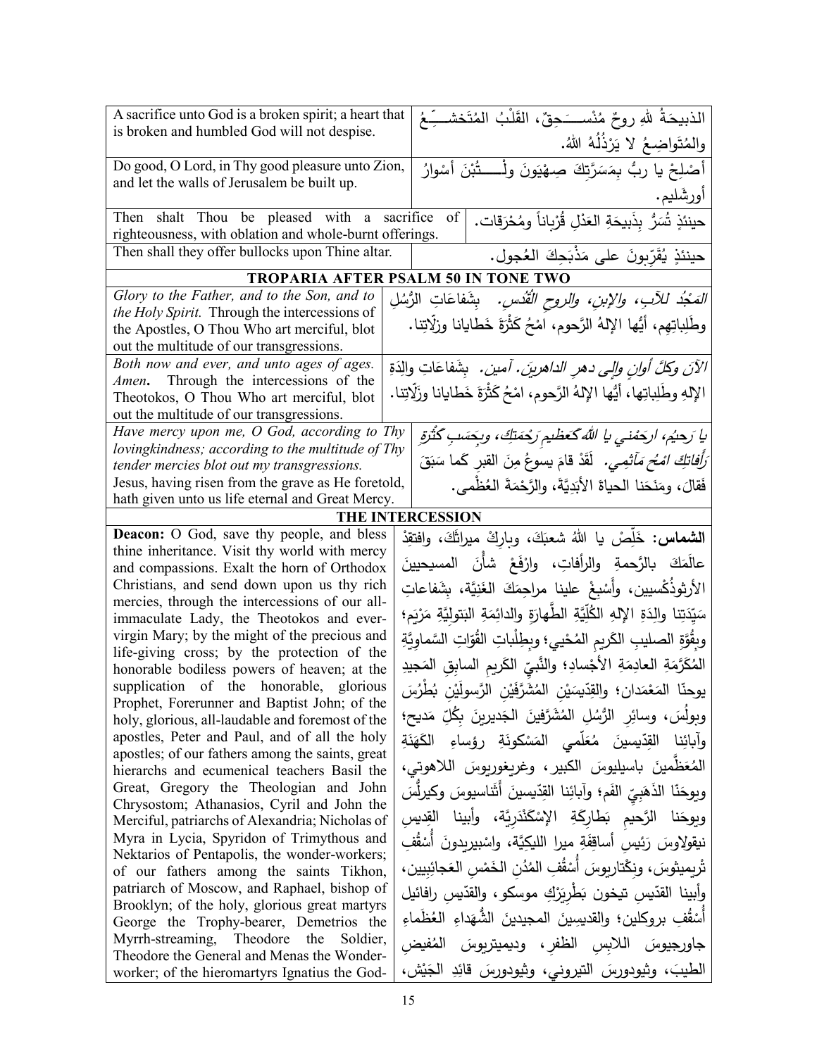| | |
|---|---|
| A sacrifice unto God is a broken spirit; a heart that is broken and humbled God will not despise. | الذبيحَةُ للهِ روحٌ مُنْسَـــحِقٌ، القَلْبُ المُتَخشِّـعُ والمُتَواضِعُ لا يَرْذُلُهُ اللهُ. |
| Do good, O Lord, in Thy good pleasure unto Zion, and let the walls of Jerusalem be built up. | أَصْلِحْ يا ربُّ بِمَسَرَّتِكَ صِهْيَونَ ولْـــتُبْنَ أَسْوارُ أورشَليم. |
| Then shalt Thou be pleased with a sacrifice of righteousness, with oblation and whole-burnt offerings. | حينئذٍ تُسَرُّ بِذَبيحَةِ العَدْلِ قُرْباناً ومُحْرَقات. |
| Then shall they offer bullocks upon Thine altar. | حينئذٍ يُقَرِّبونَ على مَذْبَحِكَ العُجول. |

**TROPARIA AFTER PSALM 50 IN TONE TWO**

| | |
|---|---|
| *Glory to the Father, and to the Son, and to the Holy Spirit.* Through the intercessions of the Apostles, O Thou Who art merciful, blot out the multitude of our transgressions. | *المَجْدُ للآبِ، والإبنِ، والروحِ القُدُس.* بِشَفاعَاتِ الرُّسُلِ وطَلِباتِهِم، أَيُّها الإلهُ الرَّحوم، امْحُ كَثْرَةَ خَطايانا وزلّاتِنا. |
| *Both now and ever, and unto ages of ages. Amen.* Through the intercessions of the Theotokos, O Thou Who art merciful, blot out the multitude of our transgressions. | *الآنَ وكلَّ أوانٍ وإلى دهرِ الداهرين. آمين.* بِشَفاعَاتِ والِدَةِ الإلهِ وطَلِباتِها، أَيُّها الإلهُ الرَّحوم، امْحُ كَثْرَةَ خَطايانا وزلّاتِنا. |
| *Have mercy upon me, O God, according to Thy lovingkindness; according to the multitude of Thy tender mercies blot out my transgressions.* Jesus, having risen from the grave as He foretold, hath given unto us life eternal and Great Mercy. | *يا رَحيمُ، ارحَمْني يا اللهُ كَعَظيمِ رَحْمَتِكَ، وبِحَسَبِ كَثْرَةِ رَأْفاتِكَ امْحُ مَآثِمي.* لَقَدْ قامَ يسوعُ مِنَ القبرِ كما سَبَقَ فَقالَ، ومَنَحَنا الحياةَ الأَبَدِيَّةَ، والرَّحْمَةَ العُظْمى. |

**THE INTERCESSION**

| | |
|---|---|
| **Deacon:** O God, save thy people, and bless thine inheritance. Visit thy world with mercy and compassions. Exalt the horn of Orthodox Christians, and send down upon us thy rich mercies, through the intercessions of our all-immaculate Lady, the Theotokos and ever-virgin Mary; by the might of the precious and life-giving cross; by the protection of the honorable bodiless powers of heaven; at the supplication of the honorable, glorious Prophet, Forerunner and Baptist John; of the holy, glorious, all-laudable and foremost of the apostles, Peter and Paul, and of all the holy apostles; of our fathers among the saints, great hierarchs and ecumenical teachers Basil the Great, Gregory the Theologian and John Chrysostom; Athanasius, Cyril and John the Merciful, patriarchs of Alexandria; Nicholas of Myra in Lycia, Spyridon of Trimythous and Nektarios of Pentapolis, the wonder-workers; of our fathers among the saints Tikhon, patriarch of Moscow, and Raphael, bishop of Brooklyn; of the holy, glorious great martyrs George the Trophy-bearer, Demetrios the Myrrh-streaming, Theodore the Soldier, Theodore the General and Menas the Wonder-worker; of the hieromartyrs Ignatius the God- | **الشماس:** خَلِّصْ يا اللهُ شعبَكَ، وبارِكْ ميراثَكَ، وافتقِدْ عالَمَكَ بالرَّحمةِ والرأفاتِ، وارْفَعْ شأْنَ المسيحيينَ الأرثوذُكْسيين، وأَسْبِغْ علينا مراحِمَكَ الغَنِيَّة، بِشَفاعاتِ سَيِّدَتِنا والِدَةِ الإلهِ الكُلِّيَّةِ الطَّهارَةِ والدائِمَةِ البَتوليَّةِ مَرْيَم؛ وبِقُوَّةِ الصليبِ الكَريمِ المُحْيي؛ وبِطِلْباتِ القُوّاتِ السَّماوِيَّةِ المُكَرَّمَةِ العادِمَةِ الأجْسادِ؛ والنَّبيِّ الكَريمِ السابِقِ المَجيدِ يوحنّا المَعْمَدان؛ والقِدّيسَيْنِ المُشَرَّفَيْنِ الرَّسولَيْنِ بُطْرُسَ وبولُسَ، وسائِرِ الرُّسُلِ المُشَرَّفينَ الجَديرينَ بِكُلِّ مَديح؛ وآبائِنا القِدّيسينَ مُعَلِّمي المَسْكونَةِ رؤساءِ الكَهَنَةِ المُعَظَّمينَ باسيليوسَ الكبير، وغريغوريوسَ اللاهوتي، ويوحَنّا الذَهَبِيِّ الفَم؛ وآبائِنا القِدّيسينَ أَثَناسيوسَ وكيرلُّسَ ويوحَنا الرَّحيمِ بَطارِكَةِ الإسْكَنْدَرِيَّة، وأبينا القِديسِ نيقولاوسَ رَئيسِ أساقِفَةِ ميرا الليكِيَّة، واسْبيريدونَ أُسْقُفِ تْريميثوسَ، ونِكْتاريوسَ أُسْقُفِ المُدُنِ الخَمْسِ العَجائِبِيين، وأبينا القدّيسِ تيخون بَطْرِيَرْكِ موسكو، والقدّيسِ رافائيل أُسْقُفِ بروكلين؛ والقديسِينَ المجيدينَ الشُّهَداءِ العُظَماءِ جاورجيوسَ اللابِسِ الظفرِ، وديميتريوسَ المُفيضِ الطيبَ، وثيودورسَ التيروني، وثيودورسَ قائِدِ الجَيْش، |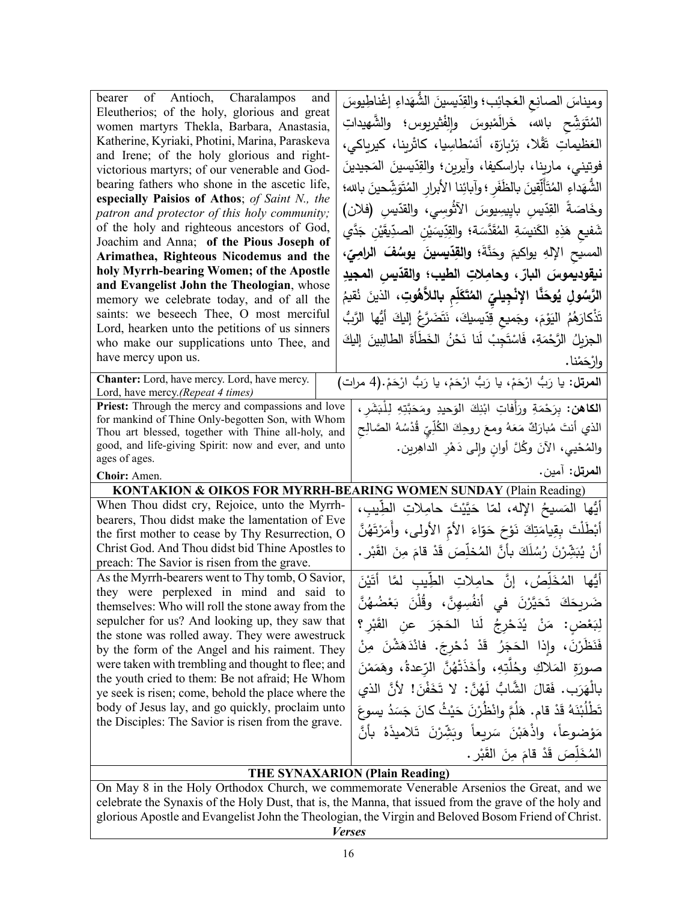| | |
|---|---|
| bearer of Antioch, Charalampos and Eleutherios; of the holy, glorious and great women martyrs Thekla, Barbara, Anastasia, Katherine, Kyriaki, Photini, Marina, Paraskeva and Irene; of the holy glorious and right-victorious martyrs; of our venerable and God-bearing fathers who shone in the ascetic life, **especially Paisios of Athos**; *of Saint N., the patron and protector of this holy community;* of the holy and righteous ancestors of God, Joachim and Anna; **of the Pious Joseph of Arimathea, Righteous Nicodemus and the holy Myrrh-bearing Women; of the Apostle and Evangelist John the Theologian**, whose memory we celebrate today, and of all the saints: we beseech Thee, O most merciful Lord, hearken unto the petitions of us sinners who make our supplications unto Thee, and have mercy upon us. | ومِيناسَ الصانِعِ العَجائِب؛ والقِدّيسينَ الشُّهَداءِ إغْناطِيوسَ المُتَوَشِّحِ بالله، خَرالَمْبوسَ والِفْثيريوس؛ والشَّهيداتِ العَظيماتِ تَقْلا، بَرْبارَة، أنَسْطاسِيا، كاتْرِينا، كيرياكي، فوتيني، مارينا، باراسكيفا، وآيرين؛ والقِدّيسينَ المَجيدينَ الشُّهَداءِ المُتَأَلِّقينَ بالظَفَرِ؛ وآبائِنا الأبرارِ المُتَوَشِّحينَ بالله؛ وخَاصَةً القِدّيسِ بايِيسِيوسَ الآثُوسي، والقدّيس (فلان) شَفيعِ هَذِهِ الكَنيسَةِ المُقَدَّسَة؛ والقِدّيسَيْنِ الصدِّيقَيْنِ جَدَّي المسيحِ الإلهِ يواكيمَ وحَنَّةَ؛ **والقِدّيسينَ يوسُفَ الرامِيّ، نيقوديموسَ البارّ، وحامِلاتِ الطيب؛ والقدّيسِ المجيدِ الرَّسُولِ يُوحَنَّا الإنْجِيلِيِّ المُتَكَلِّمِ باللاَّهُوتِ**، الذينَ نُقيمُ تَذْكارَهُمُ اليَوْمَ، وجَميعِ قِدّيسيكَ، نَتَضَرَّعُ إليكَ أيُّها الرَّبُّ الجزيلُ الرَّحْمَةِ، فَاسْتَجِبْ لَنا نَحْنُ الخَطَأَةَ الطالِبِينَ إليكَ وارْحَمْنا. |
| **Chanter:** Lord, have mercy. Lord, have mercy. Lord, have mercy.*(Repeat 4 times)* | **المرتل:** يا رَبُّ ارْحَمْ، يا رَبُّ ارْحَمْ، يا رَبُّ ارْحَمْ.(4 مرات) |
| **Priest:** Through the mercy and compassions and love for mankind of Thine Only-begotten Son, with Whom Thou art blessed, together with Thine all-holy, and good, and life-giving Spirit: now and ever, and unto ages of ages. | **الكاهن:** بِرَحْمَةِ ورَأَفاتِ ابْنِكَ الوَحيدِ ومَحَبَّتِهِ لِلْبَشَرِ، الذي أنتَ مُبارَكٌ مَعَهُ ومعَ روحِكَ الكُلِّيِّ قُدْسُهُ الصّالِحِ والمُحْيي، الآنَ وكُلَّ أوانٍ وإلى دَهْرِ الداهِرين. |
| **Choir:** Amen. | **المرتل:** آمين. |

**KONTAKION & OIKOS FOR MYRRH-BEARING WOMEN SUNDAY** (Plain Reading)

| | |
|---|---|
| When Thou didst cry, Rejoice, unto the Myrrh-bearers, Thou didst make the lamentation of Eve the first mother to cease by Thy Resurrection, O Christ God. And Thou didst bid Thine Apostles to preach: The Savior is risen from the grave. | أيُّها المَسيحُ الإله، لمّا حَيَّيْتَ حامِلاتِ الطِّيبِ، أَبْطَلْتَ بِقِيامَتِكَ نَوْحَ حَوّاءَ الأمِّ الأولى، وأَمَرْتَهُنَّ أنْ يُبَشِّرْنَ رُسُلَكَ بأنَّ المُخلِّصَ قَدْ قامَ مِنَ القَبْر. |
| As the Myrrh-bearers went to Thy tomb, O Savior, they were perplexed in mind and said to themselves: Who will roll the stone away from the sepulcher for us? And looking up, they saw that the stone was rolled away. They were awestruck by the form of the Angel and his raiment. They were taken with trembling and thought to flee; and the youth cried to them: Be not afraid; He Whom ye seek is risen; come, behold the place where the body of Jesus lay, and go quickly, proclaim unto the Disciples: The Savior is risen from the grave. | أيُّها المُخَلِّصُ، إنَّ حامِلاتِ الطِّيبِ لمَّا أَتَيْنَ ضَريحَكَ تَحَيَّرْنَ في أنفُسِهِنَّ، وقُلْنَ بَعْضُهُنَّ لِبَعْضٍ: مَنْ يُدَحْرِجُ لَنا الحَجَرَ عنِ القَبْرِ؟ فَنَظَرْنَ، وإذا الحَجَرُ قَدْ دُحْرِجَ. فانْدَهَشْنَ مِنْ صورةِ المَلاكِ وحُلَّتِهِ، وأَخَذَتْهُنَّ الرِّعدةُ، وهَمَمْنَ بالْهَرَب. فَقالَ الشَّابُّ لَهُنَّ: لا تَخَفْنَ! لأنَّ الذي تَطْلُبْنَهُ قَدْ قام. هَلُمَّ وانْظُرْنَ حَيْثُ كانَ جَسَدُ يسوعَ مَوْضوعاً، واذْهَبْنَ سَريعاً وبَشِّرْنَ تَلاميذَهُ بأنَّ المُخَلِّصَ قَدْ قامَ مِنَ القَبْر. |

**THE SYNAXARION (Plain Reading)**

On May 8 in the Holy Orthodox Church, we commemorate Venerable Arsenios the Great, and we celebrate the Synaxis of the Holy Dust, that is, the Manna, that issued from the grave of the holy and glorious Apostle and Evangelist John the Theologian, the Virgin and Beloved Bosom Friend of Christ.

***Verses***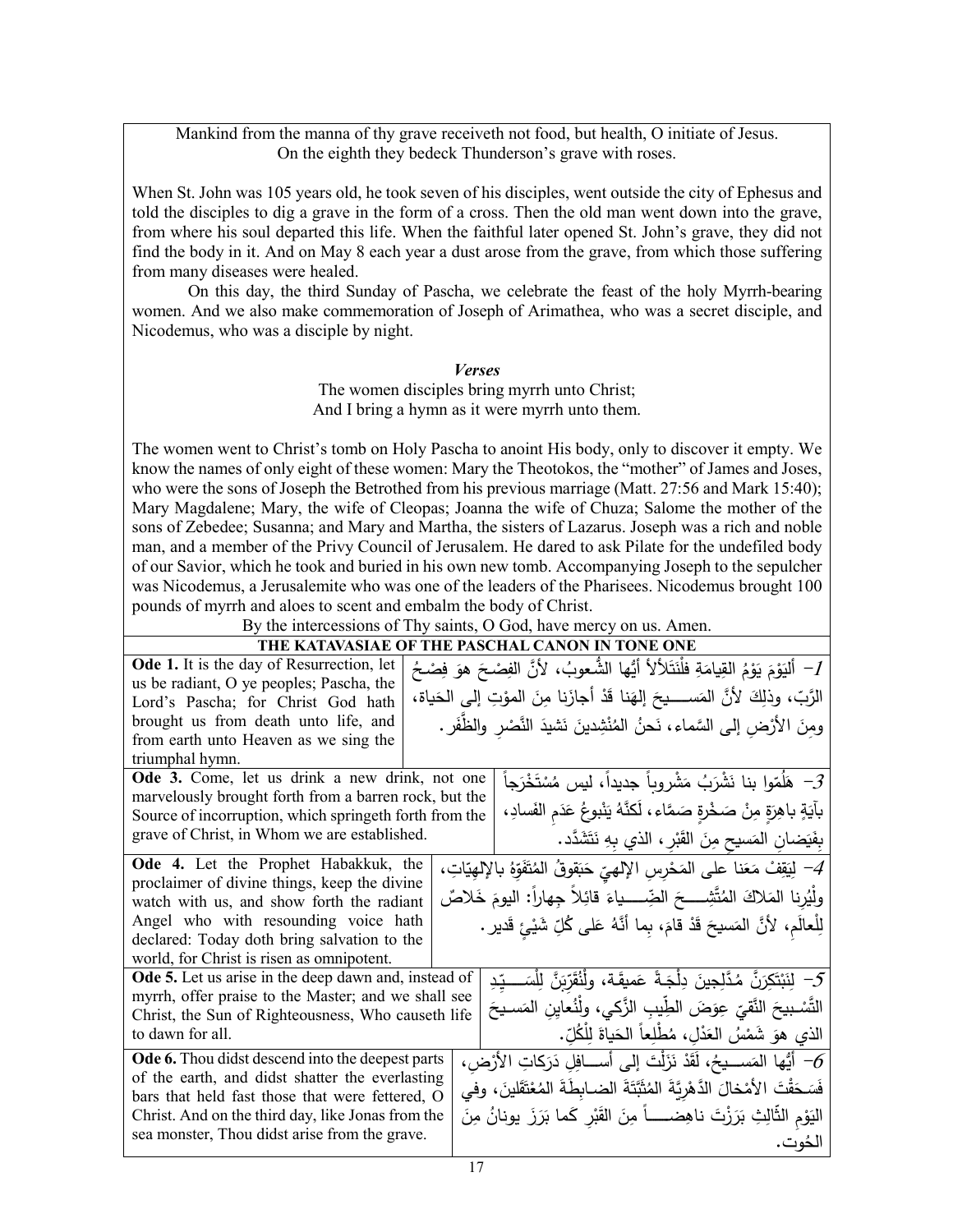Mankind from the manna of thy grave receiveth not food, but health, O initiate of Jesus.
On the eighth they bedeck Thunderson's grave with roses.

When St. John was 105 years old, he took seven of his disciples, went outside the city of Ephesus and told the disciples to dig a grave in the form of a cross. Then the old man went down into the grave, from where his soul departed this life. When the faithful later opened St. John's grave, they did not find the body in it. And on May 8 each year a dust arose from the grave, from which those suffering from many diseases were healed.

On this day, the third Sunday of Pascha, we celebrate the feast of the holy Myrrh-bearing women. And we also make commemoration of Joseph of Arimathea, who was a secret disciple, and Nicodemus, who was a disciple by night.

***Verses***

The women disciples bring myrrh unto Christ;
And I bring a hymn as it were myrrh unto them.

The women went to Christ's tomb on Holy Pascha to anoint His body, only to discover it empty. We know the names of only eight of these women: Mary the Theotokos, the "mother" of James and Joses, who were the sons of Joseph the Betrothed from his previous marriage (Matt. 27:56 and Mark 15:40); Mary Magdalene; Mary, the wife of Cleopas; Joanna the wife of Chuza; Salome the mother of the sons of Zebedee; Susanna; and Mary and Martha, the sisters of Lazarus. Joseph was a rich and noble man, and a member of the Privy Council of Jerusalem. He dared to ask Pilate for the undefiled body of our Savior, which he took and buried in his own new tomb. Accompanying Joseph to the sepulcher was Nicodemus, a Jerusalemite who was one of the leaders of the Pharisees. Nicodemus brought 100 pounds of myrrh and aloes to scent and embalm the body of Christ.

By the intercessions of Thy saints, O God, have mercy on us. Amen.

## THE KATAVASIAE OF THE PASCHAL CANON IN TONE ONE

| English | Arabic |
|---|---|
| **Ode 1.** It is the day of Resurrection, let us be radiant, O ye peoples; Pascha, the Lord's Pascha; for Christ God hath brought us from death unto life, and from earth unto Heaven as we sing the triumphal hymn. | 1- أليَوْمَ يَوْمُ القِيامَةِ فلْنَتَلأْلأْ أيُّها الشُّعوبُ، لأنَّ الفِصْحَ هوَ فِصْحُ الرَّبّ، وذلِكَ لأنَّ المَســـيحَ إلهَنا قَدْ أجازَنا مِنَ الموْتِ إلى الحَياة، ومِنَ الأرْضِ إلى السَّماء، نَحنُ المُنْشِدينَ نَشيدَ النَّصْرِ والظَّفَر. |
| **Ode 3.** Come, let us drink a new drink, not one marvelously brought forth from a barren rock, but the Source of incorruption, which springeth forth from the grave of Christ, in Whom we are established. | 3- هَلُمّوا بنا نَشْرَبُ مَشْروباً جديداً، ليس مُسْتَخْرَجاً بآيَةٍ باهِرَةٍ مِنْ صَخْرَةٍ صَمَّاء، لَكِنَّهُ يَنْبوعُ عَدَمِ الفَسادِ، بِفَيَضانِ المَسيحِ مِنَ القَبْرِ، الذي بِهِ نَتَشَدَّد. |
| **Ode 4.** Let the Prophet Habakkuk, the proclaimer of divine things, keep the divine watch with us, and show forth the radiant Angel who with resounding voice hath declared: Today doth bring salvation to the world, for Christ is risen as omnipotent. | 4- لِيَقِفْ مَعَنا على المَحْرِسِ الإلهيّ حَبَقوقُ المُتَفَوِّهُ بالإلهيّات، ولْيُرِنا المَلاكَ المُتَّشِـــحَ الضِّـــياءَ قائِلاً جِهاراً: اليومَ خَلاصٌ لِلْعالَمِ، لأنَّ المَسيحَ قَدْ قامَ، بِما أنَّهُ عَلى كُلِّ شَيْءٍ قَدير. |
| **Ode 5.** Let us arise in the deep dawn and, instead of myrrh, offer praise to the Master; and we shall see Christ, the Sun of Righteousness, Who causeth life to dawn for all. | 5- لِنَبْتَكِرَنَّ مُدَّلِجِينَ دِلْجَـةً عَميقَـة، ولْنُقَرِّبَنَّ لِلْسَـــيِّدِ التَّسْبيحَ النَّقِيّ عِوَضَ الطِّيبِ الزَّكي، ولْنُعايِنِ المَسـيحَ الذي هوَ شَمْسُ العَدْلِ، مُطْلِعاً الحَياةَ لِلْكُلّ. |
| **Ode 6.** Thou didst descend into the deepest parts of the earth, and didst shatter the everlasting bars that held fast those that were fettered, O Christ. And on the third day, like Jonas from the sea monster, Thou didst arise from the grave. | 6- أيُّها المَســـيحُ، لَقَدْ نَزَلْتَ إلى أســـافِلِ دَرَكاتِ الأرْضِ، فَسَحَقْتَ الأمْخالَ الدَّهْرِيَّةَ المُثَبَّتَةَ الضـابِطَةَ المُعْتَقَلينَ، وفي اليَوْمِ الثّالِثِ بَرَزْتَ ناهِضـــاً مِنَ القَبْرِ كَما بَرَزَ يونانُ مِنَ الحُوت. |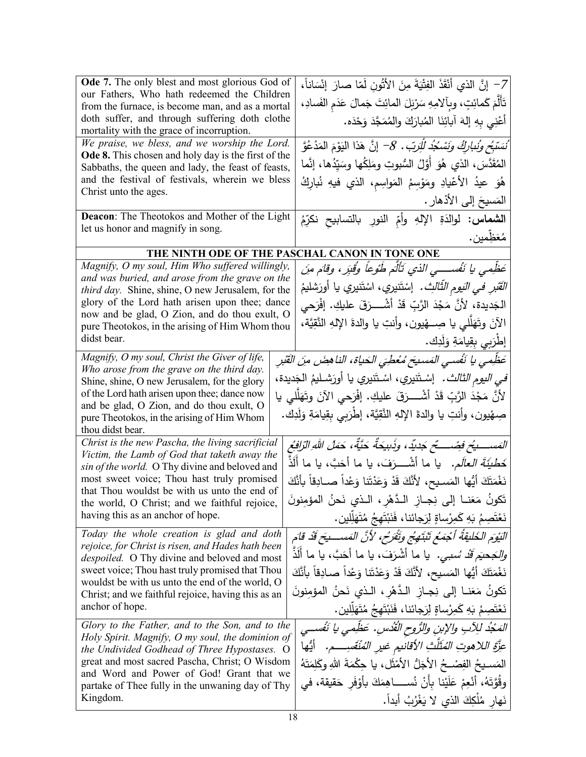| **Ode 7.** The only blest and most glorious God of our Fathers, Who hath redeemed the Children from the furnace, is become man, and as a mortal doth suffer, and through suffering doth clothe mortality with the grace of incorruption. | 7– إنَّ الذي أنْقَذَ الفِتْيَةَ مِنَ الأَتُونِ لَمّا صارَ إنْسَاناً، تَأَلَّمَ كَمائِتٍ، وبِآلامِهِ سَرْبَلَ المائِتَ جَمالَ عَدَمِ الفَسادِ، أَعْنِي بِهِ إلهَ آبائِنَا المُبارَكَ والمُمَجَّدَ وَحْدَه. |
|---|---|
| *We praise, we bless, and we worship the Lord.* **Ode 8.** This chosen and holy day is the first of the Sabbaths, the queen and lady, the feast of feasts, and the festival of festivals, wherein we bless Christ unto the ages. | *نُسَبِّحُ ونُبارِكُ ونَسْجُدُ لِلْرَبّ.* 8– إنَّ هَذا اليَوْمَ المَدْعُوَّ المُقَدَّسَ، الذي هُوَ أَوَّلُ السُّبوتِ ومَلِكُها وسَيِّدُها، إنَّما هُوَ عيدُ الأعْيادِ ومَوْسِمُ المَواسِمِ، الذي فيهِ نُبارِكُ المَسيحَ إلى الأدْهار. |
| **Deacon**: The Theotokos and Mother of the Light let us honor and magnify in song. | **الشماس:** لوالِدَةِ الإلهِ وأُمِّ النورِ بالتسابيحِ نكرِّمُ مُعَظِّمين. |

## THE NINTH ODE OF THE PASCHAL CANON IN TONE ONE

| English | Arabic |
|---|---|
| *Magnify, O my soul, Him Who suffered willingly, and was buried, and arose from the grave on the third day.* Shine, shine, O new Jerusalem, for the glory of the Lord hath arisen upon thee; dance now and be glad, O Zion, and do thou exult, O pure Theotokos, in the arising of Him Whom thou didst bear. | *عَظِّمي يا نَفْســـي الذي تَأَلَّمَ طَوْعاً وقُبِرَ، وقامَ مِنَ القَبْرِ في اليَومِ الثَّالِث.* إسْتَنيري، اسْتَنيري يا أورَشليمُ الجَديدة، لأنَّ مَجْدَ الرَّبِّ قَدْ أشْـــرَقَ عليكِ. إفْرَحي الآنَ وتَهَلَّلي يا صِـهْيون، وأنتِ يا والدةَ الإلهِ النَّقِيَّة، إطْرَبي بِقِيامَةِ وَلَدِك. |
| *Magnify, O my soul, Christ the Giver of life, Who arose from the grave on the third day.* Shine, shine, O new Jerusalem, for the glory of the Lord hath arisen upon thee; dance now and be glad, O Zion, and do thou exult, O pure Theotokos, in the arising of Him Whom thou didst bear. | *عَظِّمي يا نَفْسي المَسيحَ مُعْطِيَ الحَياة، الناهِضَ مِنَ القَبْرِ في اليومِ الثالث.* إسْـتَنيري، اسْـتَنيري يا أورَشـليمُ الجَديدة، لأنَّ مَجْدَ الرَّبِّ قَدْ أشْـــرَقَ عليكِ. إفْرَحي الآنَ وتَهَلَّلي يا صِهْيون، وأنتِ يا والدةَ الإلهِ النَّقِيَّة، إطْرَبي بِقِيامَةِ وَلَدِك. |
| *Christ is the new Pascha, the living sacrificial Victim, the Lamb of God that taketh away the sin of the world.* O Thy divine and beloved and most sweet voice; Thou hast truly promised that Thou wouldst be with us unto the end of the world, O Christ; and we faithful rejoice, having this as an anchor of hope. | *المَســـيحُ فِصْـــحٌ جَديدٌ، وذَبيحَةٌ حَيَّةٌ، حَمَلُ اللهِ الرَّافِعُ خَطيئَةَ العالَم.* يا ما أشْـــرَفَ، يا ما أحَبَّ، يا ما أَلَذَّ نَغْمَتَكَ أيُّها المَسيح، لأنَّكَ قَدْ وَعَدْتَنا وَعْداً صـادِقاً بأنَّكَ تَكونُ مَعَنـا إلى نِجـازِ الـدَّهْرِ، الـذي نَحنُ المؤمِنونَ نَعْتَصِمُ بَهِ كَمِرْساةٍ لِرَجائنا، فَنَبْتَهِجُ مُتَهَلِّلين. |
| *Today the whole creation is glad and doth rejoice, for Christ is risen, and Hades hath been despoiled.* O Thy divine and beloved and most sweet voice; Thou hast truly promised that Thou wouldst be with us unto the end of the world, O Christ; and we faithful rejoice, having this as an anchor of hope. | *اليَوْمَ الخَليقَةُ أجْمَعُ تَبْتَهِجُ وتَفْرَحُ، لأنَّ المَســيحَ قَدْ قامَ والجَحيمَ قَدْ سُبِي.* يا ما أشْرَفَ، يا ما أحَبَّ، يا ما أَلَذَّ نَغْمَتَكَ أيُّها المَسيح، لأنَّكَ قَدْ وَعَدْتَنا وَعْداً صادِقاً بأنَّكَ تَكونُ مَعَنـا إلى نِجـازِ الـدَّهْرِ، الـذي نَحنُ المؤمِنونَ نَعْتَصِمُ بَهِ كَمِرْساةٍ لِرَجائنا، فَنَبْتَهِجُ مُتَهَلِّلين. |
| *Glory to the Father, and to the Son, and to the Holy Spirit. Magnify, O my soul, the dominion of the Undivided Godhead of Three Hypostases.* O great and most sacred Pascha, Christ; O Wisdom and Word and Power of God! Grant that we partake of Thee fully in the unwaning day of Thy Kingdom. | *المَجْدُ لِلآبِ والإبنِ والرُّوحِ القُدُس. عَظِّمي يا نَفْســي عِزَّةَ اللاهوتِ المُثَلَّثِ الأقانيمِ غيرِ المُنْقَســم.* أيُّها المَسيحُ الفِصْـحُ الأجَلُّ الأمْثَل، يا حِكْمَةَ اللهِ وكَلِمَتَهُ وقُوَّتَهُ، أنْعِمْ عَلَيْنا بِأَنْ نُســاهِمَكَ بأوْفَرِ حَقيقة، في نَهارِ مُلْكِكَ الذي لا يَغْرُبُ أبداً. |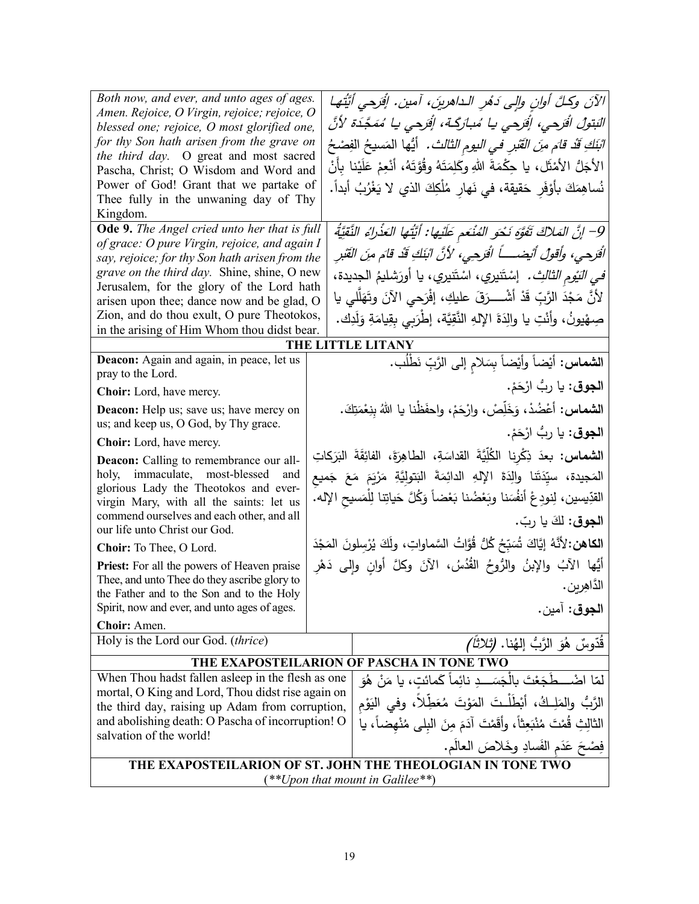| | |
|---|---|
| *Both now, and ever, and unto ages of ages. Amen. Rejoice, O Virgin, rejoice; rejoice, O blessed one; rejoice, O most glorified one, for thy Son hath arisen from the grave on the third day.* O great and most sacred Pascha, Christ; O Wisdom and Word and Power of God! Grant that we partake of Thee fully in the unwaning day of Thy Kingdom. | *الآنَ وكلَّ أوانٍ وإلى دَهْرِ الداهرينَ، آمين. إفْرَحي أيَّتُها البَتولُ افْرَحي، إفْرَحي يا مُبارَكة، إفْرَحي يا مُمَجَّدة لأنَّ ابْنَكِ قَدْ قامَ مِنَ القَبْرِ في اليومِ الثالث.* أيُّها المَسيحُ الفِصْحُ الأجَلُّ الأمْثَل، يا حِكْمَةَ اللهِ وكَلِمَتَهُ وقُوَّتَهُ، أنْعِمْ عَلَيْنا بأَنْ نُساهِمَكَ بأوْفَرِ حَقيقة، في نَهارِ مُلْكِكَ الذي لا يَغْرُبُ أبداً. |
| **Ode 9.** *The Angel cried unto her that is full of grace: O pure Virgin, rejoice, and again I say, rejoice; for thy Son hath arisen from the grave on the third day.* Shine, shine, O new Jerusalem, for the glory of the Lord hath arisen upon thee; dance now and be glad, O Zion, and do thou exult, O pure Theotokos, in the arising of Him Whom thou didst bear. | *9- إنَّ المَلاكَ تَفَوَّهَ نَحْوَ المُنْعَمِ عَلَيْها: أيَّتُها العَذْراءُ النَّقِيَّةُ افْرَحي، وأقولُ أيْضــاً افْرَحي، لأنَّ ابْنَكِ قَدْ قامَ مِنَ القَبْرِ في اليَوْمِ الثالِث.* إسْتَنيري، اسْتَنيري، يا أورَشليمُ الجديدة، لأنَّ مَجْدَ الرَّبِّ قَدْ أشْــرَقَ عليكِ، إفْرَحي الآنَ وتَهَلَّلي يا صِهْيونُ، وأنْتِ يا والِدَةَ الإلهِ النَّقِيَّة، إطْرَبي بِقِيامَةِ وَلَدِك. |

## THE LITTLE LITANY

| | |
|---|---|
| **Deacon:** Again and again, in peace, let us pray to the Lord. | **الشماس:** أيْضاً وأيْضاً بِسَلامٍ إلى الرَّبِّ نَطْلُب. |
| **Choir:** Lord, have mercy. | **الجوق:** يا ربُّ ارْحَمْ. |
| **Deacon:** Help us; save us; have mercy on us; and keep us, O God, by Thy grace. | **الشماس:** أعْضُدْ، وَخَلِّصْ، وارْحَمْ، واحفَظْنا يا اللهُ بِنِعْمَتِكَ. |
| **Choir:** Lord, have mercy. | **الجوق:** يا ربُّ ارْحَمْ. |
| **Deacon:** Calling to remembrance our all-holy, immaculate, most-blessed and glorious Lady the Theotokos and ever-virgin Mary, with all the saints: let us commend ourselves and each other, and all our life unto Christ our God. | **الشماس:** بعدَ ذِكْرِنا الكُلِّيَّةَ القداسَةِ، الطاهِرَةَ، الفائِقَةَ البَرَكاتِ المَجيدة، سيِّدَتَنا والِدَةَ الإلهِ الدائِمَةَ البَتولِيَّةِ مَرْيَمَ مَعَ جَميعِ القدِّيسين، لِنودِعْ أنفُسَنا وبَعْضُنا بَعْضاً وَكُلَّ حَياتِنا لِلْمَسيحِ الإله. |
| **Choir:** To Thee, O Lord. | **الجوق:** لكَ يا ربّ. |
| **Priest:** For all the powers of Heaven praise Thee, and unto Thee do they ascribe glory to the Father and to the Son and to the Holy Spirit, now and ever, and unto ages of ages. | **الكاهن:** لأنَّهُ إيَّاكَ تُسَبِّحُ كُلُّ قُوَّاتُ السَّماواتِ، ولَكَ يُرْسِلونَ المَجْدَ أيُّها الآبُ والإبنُ والرُّوحُ القُدُسُ، الآنَ وكلَّ أوانٍ وإلى دَهْرِ الدَّاهِرين. |
| **Choir:** Amen. | **الجوق:** آمين. |
| Holy is the Lord our God. (*thrice*) | قُدّوسٌ هُوَ الرَّبُّ إلهُنا. *(ثلاثاً)* |

## THE EXAPOSTEILARION OF PASCHA IN TONE TWO

| | |
|---|---|
| When Thou hadst fallen asleep in the flesh as one mortal, O King and Lord, Thou didst rise again on the third day, raising up Adam from corruption, and abolishing death: O Pascha of incorruption! O salvation of the world! | لمّا اضْــطَجَعْتَ بالْجَسَــدِ نائِماً كَمائتٍ، يا مَنْ هُوَ الرَّبُّ والمَلِـكُ، أبْطَلْـتَ المَوْتَ مُعطِّلاً، وفي اليَوْمِ الثالِثِ قُمْتَ مُنْبَعِثاً، وأقَمْتَ آدَمَ مِنَ البِلى مُنْهِضاً، يا فِصْحَ عَدَمِ الفَسادِ وخَلاصَ العالَم. |

## THE EXAPOSTEILARION OF ST. JOHN THE THEOLOGIAN IN TONE TWO

(*\*\*Upon that mount in Galilee\*\**)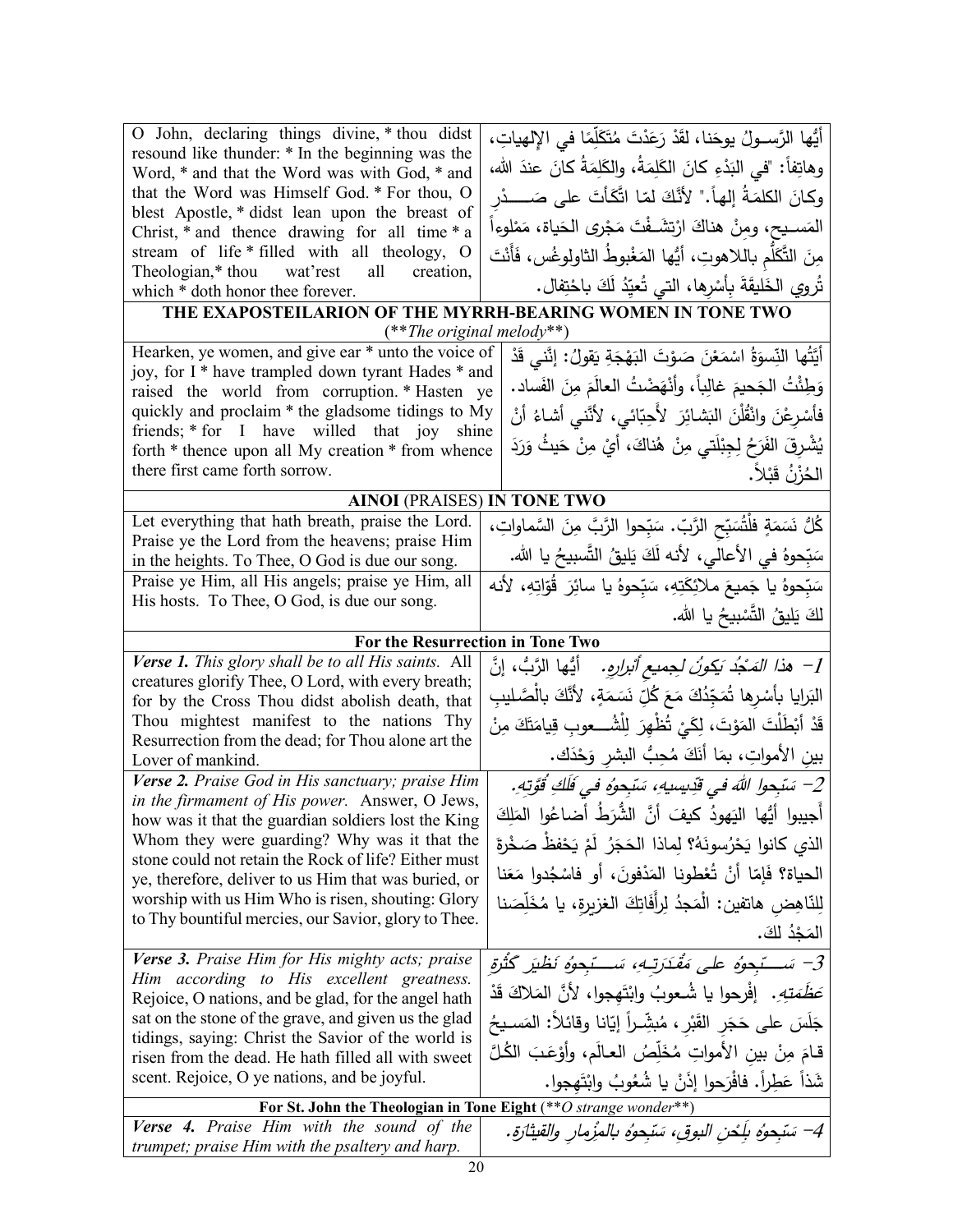| O John, declaring things divine, * thou didst resound like thunder: * In the beginning was the Word, * and that the Word was with God, * and that the Word was Himself God. * For thou, O blest Apostle, * didst lean upon the breast of Christ, * and thence drawing for all time * a stream of life * filled with all theology, O Theologian,* thou wat'rest all creation, which * doth honor thee forever. | أيُّها الرَّسـولُ يوحَنا، لقَدْ رَعَدْتَ مُتَكَلِّمًا في الإلهيات، وهاتِفاً: "في البَدْءِ كانَ الكَلِمَةُ، والكَلِمَةُ كانَ عندَ الله، وكانَ الكلمَةُ إلهاً." لأنَّكَ لمّا اتَّكَأتَ على صَــدْرِ المَسـيحِ، ومِنْ هناكَ ارْتَشَـفْتَ مَجْرى الحَياة، مَمْلوءاً مِنَ التَّكَلُّمِ باللاهوتِ، أيُّها المَغْبوطُ الثاولوغُس، فَأَنْتَ تُروي الخَليقَةَ بِأَسْرِها، التي تُعيِّدُ لَكَ باحْتِفال. |
|---|---|
| **THE EXAPOSTEILARION OF THE MYRRH-BEARING WOMEN IN TONE TWO** (***The original melody***) | |
| Hearken, ye women, and give ear * unto the voice of joy, for I * have trampled down tyrant Hades * and raised the world from corruption. * Hasten ye quickly and proclaim * the gladsome tidings to My friends; * for I have willed that joy shine forth * thence upon all My creation * from whence there first came forth sorrow. | أيَّتُها النِّسوَةُ اسْمَعْنَ صَوْتَ البَهْجَةِ يَقولُ: إنَّني قَدْ وَطِئْتُ الجَحيمَ غالِباً، وأنْهَضْتُ العالَمَ مِنَ الفَساد. فأسْرِعْنَ وانْقُلْنَ البَشائِرَ لأَحِبّائي، لأنَّني أشاءُ أنْ يُشْرِقَ الفَرَحُ لِجِبْلَتي مِنْ هُناكَ، أيْ مِنْ حَيثُ وَرَدَ الحُزْنُ قَبْلاً. |
| **AINOI (PRAISES) IN TONE TWO** | |
| Let everything that hath breath, praise the Lord. Praise ye the Lord from the heavens; praise Him in the heights. To Thee, O God is due our song. | كُلُّ نَسَمَةٍ فلْتُسَبِّحِ الرَّبّ. سَبِّحوا الرَّبَّ مِنَ السَّماواتِ، سَبِّحوهُ في الأعالي، لأنه لَكَ يَليقُ التَّسبيحُ يا الله. |
| Praise ye Him, all His angels; praise ye Him, all His hosts. To Thee, O God, is due our song. | سَبِّحوهُ يا جَميعَ ملائِكَتِهِ، سَبِّحوهُ يا سائِرَ قُوّاتِهِ، لأنه لكَ يَليقُ التَّسْبيحُ يا الله. |
| **For the Resurrection in Tone Two** | |
| ***Verse 1.*** *This glory shall be to all His saints.* All creatures glorify Thee, O Lord, with every breath; for by the Cross Thou didst abolish death, that Thou mightest manifest to the nations Thy Resurrection from the dead; for Thou alone art the Lover of mankind. | *1- هذا المَجْدُ يَكونُ لجميعِ أبرارِهِ.* أيُّها الرَّبُّ، إنَّ البَرايا بأسْرِها تُمَجِّدُكَ مَعَ كُلِّ نَسَمَةٍ، لأنَّكَ بالصَّليبِ قَدْ أبْطَلْتَ المَوْتَ، لِكَيْ تُظْهِرَ لِلْشُــعوبِ قِيامَتَكَ مِنْ بينِ الأمواتِ، بمَا أنَكَ مُحِبُّ البشرِ وَحْدَك. |
| ***Verse 2.*** *Praise God in His sanctuary; praise Him in the firmament of His power.* Answer, O Jews, how was it that the guardian soldiers lost the King Whom they were guarding? Why was it that the stone could not retain the Rock of life? Either must ye, therefore, deliver to us Him that was buried, or worship with us Him Who is risen, shouting: Glory to Thy bountiful mercies, our Savior, glory to Thee. | *2- سَبِّحوا اللهَ في قدِّيسيهِ، سَبِّحوهُ في فَلَكِ قُوَّتِهِ.* أجيبوا أيُّها اليَهودُ كيفَ أنَّ الشُّرَطُ أضاعُوا المَلِكَ الذي كانوا يَحْرُسونَهُ؟ لِماذا الحَجَرُ لَمْ يَحْفَظْ صَخْرَةَ الحياة؟ فَإمّا أنْ تُعطونا المَدْفونَ، أو فاسْجُدوا مَعَنا لِلنّاهِضِ هاتفين: الْمَجدُ لِرأفَاتِكَ الغزيرةِ، يا مُخَلِّصَنا المَجْدُ لكَ. |
| ***Verse 3.*** *Praise Him for His mighty acts; praise Him according to His excellent greatness.* Rejoice, O nations, and be glad, for the angel hath sat on the stone of the grave, and given us the glad tidings, saying: Christ the Savior of the world is risen from the dead. He hath filled all with sweet scent. Rejoice, O ye nations, and be joyful. | *3- سَـــبِّحوهُ على مَقْدَرَتِـهِ، سَـــبِّحوهُ نَظيرَ كَثْرَةِ عَظَمَتِهِ.* إفْرحوا يا شُعوبُ وابْتَهِجوا، لأنَّ المَلاكَ قَدْ جَلَسَ على حَجَرِ القَبْرِ، مُبشِّـراً إيّانا وقائلاً: المَسـيحُ قـامَ مِنْ بينِ الأمواتِ مُخَلِّصُ العـالَم، وأوْعَبَ الكُلَّ شَذاً عَطِراً. فافْرَحوا إذَنْ يا شُعُوبُ وابْتَهِجوا. |
| **For St. John the Theologian in Tone Eight** (***O strange wonder***) | |
| ***Verse 4.*** *Praise Him with the sound of the trumpet; praise Him with the psaltery and harp.* | *4- سَبِّحوهُ بِلَحْنِ البوقِ، سَبِّحوهُ بالمِزْمارِ والقيثارة.* |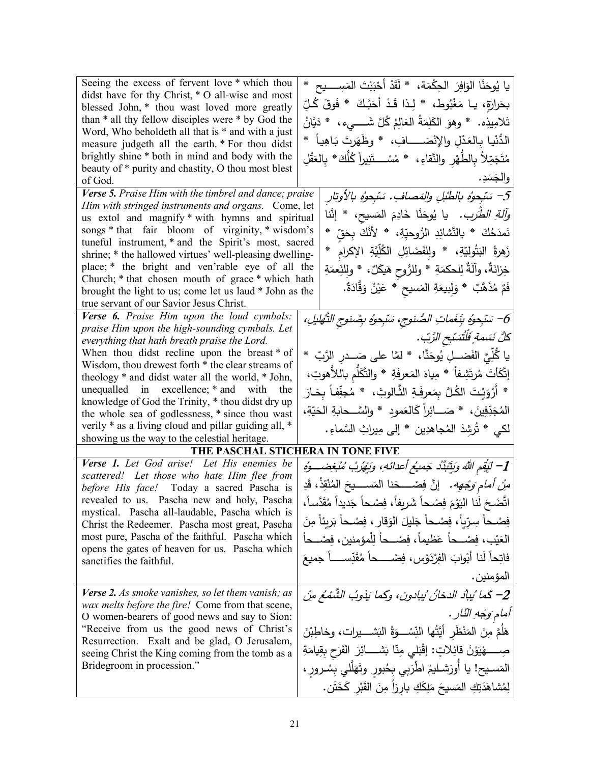| | |
|---|---|
| Seeing the excess of fervent love * which thou didst have for thy Christ, * O all-wise and most blessed John, * thou wast loved more greatly than * all thy fellow disciples were * by God the Word, Who beholdeth all that is * and with a just measure judgeth all the earth. * For thou didst brightly shine * both in mind and body with the beauty of * purity and chastity, O thou most blest of God. | يا يُوحَنَّا الوَافِرَ الحِكْمَة، * لَقَدْ أَحْبَبْتَ المَسِـــيحَ * بحَرارَةٍ، يـا مَغْبُوط، * لِـذا قَدْ أَحَبَّكَ * فَوقَ كُـلِّ تَلاميذِه. * وهوَ الكَلِمَةُ العَالِمُ كُلَّ شَـــيء، * دَيَّانُ الدُّنْيا بِـالعَدْلِ والإِنْصَـــافِ، * وظَهَرتَ بَـاهِياً * مُتَجَمِّلاً بِالطُّهْرِ والنَّقاءِ، * مُسْـــتَنِيراً كُلُّكَ * بِالعَقْلِ والجَسَدِ. |
| ***Verse 5.*** *Praise Him with the timbrel and dance; praise Him with stringed instruments and organs.* Come, let us extol and magnify * with hymns and spiritual songs * that fair bloom of virginity, * wisdom's tuneful instrument, * and the Spirit's most, sacred shrine; * the hallowed virtues' well-pleasing dwelling-place; * the bright and ven'rable eye of all the Church; * that chosen mouth of grace * which hath brought the light to us; come let us laud * John as the true servant of our Savior Jesus Christ. | *5– سَبِّحوهُ بالطُّبْلِ والمَصافِ. سَبِّحوهُ بالأَوتارِ وآلةِ الطَّرَبِ.* يا يُوحَنَّا خَادِمَ المَسيحِ، * إِنَّنا نَمدَحُكَ * بالنَّشائِدِ الرُّوحيّةِ، * لأَنَّكَ بِحَقّ * زَهرةُ البَتُوليّةِ، * ولِلفَضَائِلِ الكُلّيَّةِ الإكرامِ * خِزانَةٌ، وآلَةٌ لِلحكمَةِ * ولِلرُّوحِ هَيكَلٌ، * ولِلنِّعمَةِ فَمٌ مُذَهَّبٌ * وَلِبيعَةِ المَسيحِ * عَيْنٌ وَقَّادَةٌ. |
| ***Verse 6.*** *Praise Him upon the loud cymbals: praise Him upon the high-sounding cymbals. Let everything that hath breath praise the Lord.* When thou didst recline upon the breast * of Wisdom, thou drewest forth * the clear streams of theology * and didst water all the world, * John, unequalled in excellence; * and with the knowledge of God the Trinity, * thou didst dry up the whole sea of godlessness, * since thou wast verily * as a living cloud and pillar guiding all, * showing us the way to the celestial heritage. | *6– سَبِّحوهُ بِنَغَماتِ الصُّنوجِ، سَبِّحوهُ بِصُنوجِ التَّهليلِ، كلُّ نَسَمةٍ فَلْتُسَبِّحِ الرَّبّ.* يا كُلِّيَّ الفَضــلِ يُوحَنَّا، * لمَّا على صَــدرِ الرَّبِّ * إتَّكَأتَ مُرتَشِفاً * مِياهَ المَعرِفَةِ * والتَّكَلُّمِ باللاَّهوتِ، * أَرْوَيْـتَ الكُلَّ بِمَعرِفَـةِ الثَّـالوثِ، * مُجفِّفاً بِحَـارَ المُجَدِّفِينَ، * صَـــائِراً كَالعَمودِ * والسَّــحابةِ الحَيّةِ، لكي * تُرْشِدَ المُجاهِدين * إلى مِيراثِ السَّماءِ. |

**THE PASCHAL STICHERA IN TONE FIVE**

| | |
|---|---|
| ***Verse 1.*** *Let God arise! Let His enemies be scattered! Let those who hate Him flee from before His face!* Today a sacred Pascha is revealed to us. Pascha new and holy, Pascha mystical. Pascha all-laudable, Pascha which is Christ the Redeemer. Pascha most great, Pascha most pure, Pascha of the faithful. Pascha which opens the gates of heaven for us. Pascha which sanctifies the faithful. | *1– لِيَقُمِ اللهُ وَيَتَبَدَّدْ جَميعُ أَعدائِه، وَيَهْرُبْ مُبْغِضـــوهُ مِنْ أَمامِ وَجْهِه.* إنَّ فِصْـــحَنا المَسِـــيحَ المُنْقِذْ، قَدِ اتَّضَحَ لَنا اليَوْمَ فِصْحاً شَريفاً، فِصْحاً جَديداً مُقَدَّساً، فِصْـحاً سِرِّيّاً، فِصْحاً جَليلَ الوَقارِ، فِصْحاً بَريئاً مِنَ العَيْبِ، فِصْـــحاً عَظيماً، فِصْـــحاً لِلْمؤمنين، فِصْـــحاً فاتِحاً لَنا أبْوابَ الفِرْدَوْس، فِصْـــحاً مُقَدِّســـاً جميعَ المؤمنين. |
| ***Verse 2.*** *As smoke vanishes, so let them vanish; as wax melts before the fire!* Come from that scene, O women-bearers of good news and say to Sion: "Receive from us the good news of Christ's Resurrection. Exalt and be glad, O Jerusalem, seeing Christ the King coming from the tomb as a Bridegroom in procession." | *2– كما يُبادُ الدخانُ يُبادون، وكما يَذوبُ الشَّمْعُ مِنْ أمامِ وَجْهِ النّار.* هَلُمَّ مِنَ المَنْظَرِ أَيَّتُها النِّسْـــوَةُ البَشـــيرات، وخاطِبْنَ صِـــهْيَوْنَ قائِلاتٍ: إقْبَلي مِنّا بَشـــائِرَ الفَرَحِ بِقيامَةِ المَسـيحِ! يا أُورَشـليمُ اطْرَبي بِحُبورٍ وتَهَلَّلي بِسُـرورٍ، لِمُشاهَدَتِكِ المَسيحَ مَلِكَكِ بارِزاً مِنَ القَبْرِ كَخَتَن. |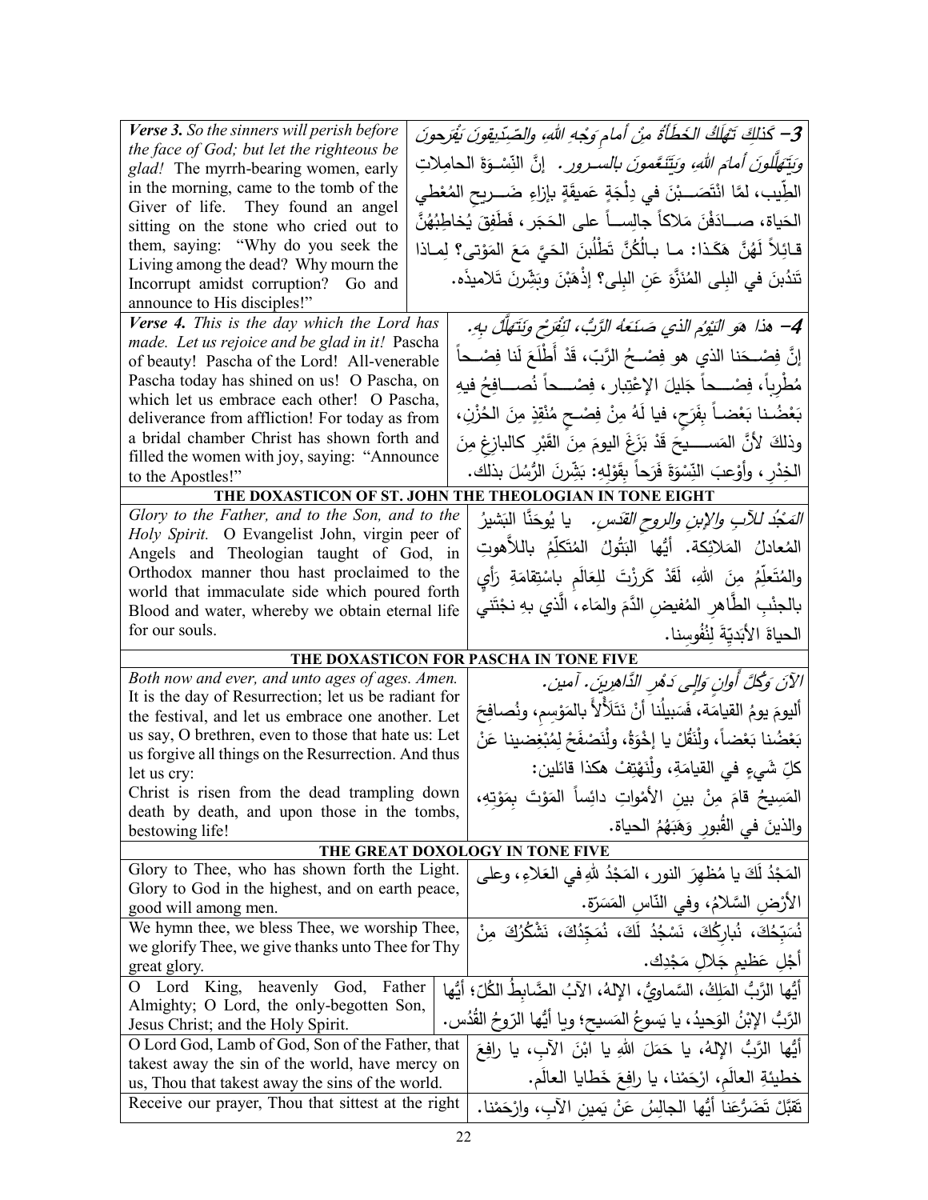| English | Arabic |
|---|---|
| ***Verse 3.*** *So the sinners will perish before the face of God; but let the righteous be glad!* The myrrh-bearing women, early in the morning, came to the tomb of the Giver of life. They found an angel sitting on the stone who cried out to them, saying: "Why do you seek the Living among the dead? Why mourn the Incorrupt amidst corruption? Go and announce to His disciples!" | *3– كَذلكَ تَهْلَكُ الخَطَأَةُ مِنْ أمامِ وَجْهِ اللهِ، والصِّدِّيقونَ يَفْرَحونَ وَيَتَهَلَّلونَ أمامَ اللهِ، وَيَتَنَعَّمونَ بالسـرور.* إنَّ النِّسْـوَةَ الحامِلاتِ الطِّيب، لمَّا انْتَصَـبْنَ في دِلْجَةٍ عَميقَةٍ بإزاءِ ضَـريحِ المُعْطي الحَياة، صـادَفْنَ مَلاكاً جالِسـاً على الحَجَر، فَطَفِقَ يُخاطِبُهُنَّ قـائِلاً لَهُنَّ هَكَـذا: مـا بـالُكُنَّ تَطْلُبنَ الحَيَّ مَعَ المَوْتى؟ لِمـاذا تَنْدُبنَ في البِلى المُنَزَّهَ عَنِ البِلى؟ إذْهَبْنَ وبَشِّرنَ تَلاميذَه. |
| ***Verse 4.*** *This is the day which the Lord has made. Let us rejoice and be glad in it!* Pascha of beauty! Pascha of the Lord! All-venerable Pascha today has shined on us! O Pascha, on which let us embrace each other! O Pascha, deliverance from affliction! For today as from a bridal chamber Christ has shown forth and filled the women with joy, saying: "Announce to the Apostles!" | *4– هذا هوَ اليَوْمُ الذي صَنَعَهُ الرَّبُّ، لِنَفْرَحْ وَنَتَهَلَّلْ بِهِ.* إنَّ فِصْـحَنا الذي هو فِصْـحُ الرَّبّ، قَدْ أَطْلَعَ لَنا فِصْـحاً مُطْرِباً، فِصْـحاً جَليلَ الإعْتِبار، فِصْـحاً نُصـافِحُ فيهِ بَعْضُـنا بَعْضاً بِفَرَحٍ، فيا لَهُ مِنْ فِصْحٍ مُنْقِذٍ مِنَ الحُزْنِ، وذلكَ لأنَّ المَسـيحَ قَدْ بَزَغَ اليومَ مِنَ القَبْرِ كالبازِغِ مِنَ الخِدْرِ، وأوْعبَ النِّسْوَةَ فَرَحاً بِقَوْلِهِ: بَشِّرنَ الرُّسُلَ بذلك. |

**THE DOXASTICON OF ST. JOHN THE THEOLOGIAN IN TONE EIGHT**

| English | Arabic |
|---|---|
| *Glory to the Father, and to the Son, and to the Holy Spirit.* O Evangelist John, virgin peer of Angels and Theologian taught of God, in Orthodox manner thou hast proclaimed to the world that immaculate side which poured forth Blood and water, whereby we obtain eternal life for our souls. | *المَجْدُ للآبِ والإبنِ والروحِ القدس.* يا يُوحَنَّا البَشيرُ المُعادِلُ المَلائِكة. أيُّها البَتُولُ المُتَكَلِّمُ باللاَّهوتِ والمُتَعلِّمُ مِنَ اللهِ، لَقَدْ كَرَزْتَ لِلعَالَمِ باسْتِقامَةِ رَأيٍ بالجَنْبِ الطَّاهِرِ المُفيضِ الدَّمَ والمَاء، الَّذي بِهِ نَجْتَني الحياةَ الأبَدِيَّةَ لِنُفُوسِنا. |

**THE DOXASTICON FOR PASCHA IN TONE FIVE**

| English | Arabic |
|---|---|
| *Both now and ever, and unto ages of ages. Amen.* It is the day of Resurrection; let us be radiant for the festival, and let us embrace one another. Let us say, O brethren, even to those that hate us: Let us forgive all things on the Resurrection. And thus let us cry: Christ is risen from the dead trampling down death by death, and upon those in the tombs, bestowing life! | *الآنَ وَكُلَّ أَوانٍ وَإِلَى دَهْرِ الدَّاهِرِينَ. آمين.* أليومَ يومُ القيامَة، فَسَبيلُنا أنْ نَتَلألأَ بالمَوْسِمِ، ونُصافِحَ بَعْضُنا بَعْضاً، ولْنَقُلْ يا إخْوَةُ، ولْنَصْفَحْ لِمُبْغِضينا عَنْ كلِّ شَيءٍ في القيامَةِ، ولْنَهْتِفْ هكذا قائلين: المَسيحُ قامَ مِنْ بينِ الأمْواتِ دائِساً المَوْتَ بِمَوْتِهِ، والذينَ في القُبورِ وَهَبَهُمُ الحياة. |

**THE GREAT DOXOLOGY IN TONE FIVE**

| English | Arabic |
|---|---|
| Glory to Thee, who has shown forth the Light. Glory to God in the highest, and on earth peace, good will among men. | المَجْدُ لَكَ يا مُظهِرَ النور، المَجْدُ للهِ في العَلاءِ، وعلى الأرْضِ السَّلامُ، وفي النّاسِ المَسَرّة. |
| We hymn thee, we bless Thee, we worship Thee, we glorify Thee, we give thanks unto Thee for Thy great glory. | نُسَبّحُكَ، نُبارِكُكَ، نَسْجُدُ لَكَ، نُمَجّدُكَ، نَشْكُرُكَ مِنْ أجْلِ عَظيمِ جَلالِ مَجْدِك. |
| O Lord King, heavenly God, Father Almighty; O Lord, the only-begotten Son, Jesus Christ; and the Holy Spirit. | أيُّها الرَّبُّ المَلِكُ، السَّماويُّ، الإلهُ، الآبُ الضَّابِطُ الكُلّ؛ أيُّها الرَّبُّ الإبْنُ الوَحيدُ، يا يَسوعُ المَسيح؛ ويا أيُّها الرّوحُ القُدُس. |
| O Lord God, Lamb of God, Son of the Father, that takest away the sin of the world, have mercy on us, Thou that takest away the sins of the world. | أيُّها الرَّبُّ الإلهُ، يا حَمَلَ اللهِ يا ابْنَ الآبِ، يا رافِعَ خطيئَةِ العالَمِ، ارْحَمْنا، يا رافِعَ خَطايا العالَم. |
| Receive our prayer, Thou that sittest at the right | تَقَبَّلْ تَضَرُّعَنا أيُّها الجالِسُ عَنْ يَمينِ الآبِ، وارْحَمْنا. |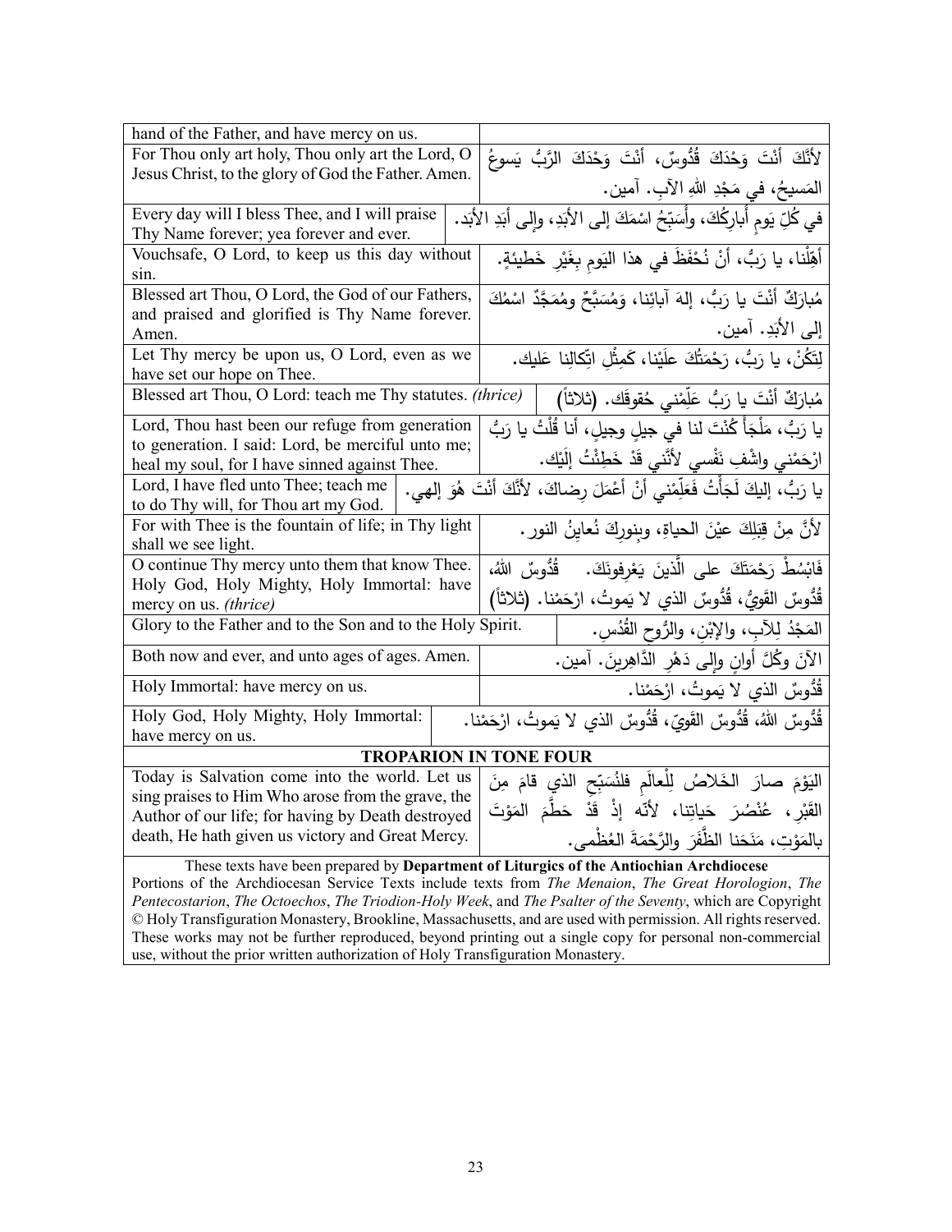| | |
|---|---|
| hand of the Father, and have mercy on us. | |
| For Thou only art holy, Thou only art the Lord, O Jesus Christ, to the glory of God the Father. Amen. | لأَنَّكَ أَنْتَ وَحْدَكَ قُدُّوسٌ، أَنْتَ وَحْدَكَ الرَّبُّ يَسوعُ المَسيحُ، في مَجْدِ اللهِ الآبِ. آمين. |
| Every day will I bless Thee, and I will praise Thy Name forever; yea forever and ever. | في كُلِّ يَومٍ أُبارِكُكَ، وأُسَبِّحُ اسْمَكَ إلى الأَبَدِ، وإلى أَبَدِ الأَبَد. |
| Vouchsafe, O Lord, to keep us this day without sin. | أَهِّلْنا، يا رَبُّ، أَنْ نُحْفَظَ في هذا اليَومِ بِغَيْرِ خَطيئةٍ. |
| Blessed art Thou, O Lord, the God of our Fathers, and praised and glorified is Thy Name forever. Amen. | مُبارَكٌ أَنْتَ يا رَبُّ، إلهَ آبائِنا، وَمُسَبَّحٌ ومُمَجَّدٌ اسْمُكَ إلى الأَبَدِ. آمين. |
| Let Thy mercy be upon us, O Lord, even as we have set our hope on Thee. | لِتَكُنْ، يا رَبُّ، رَحْمَتُكَ علَيْنا، كَمِثْلِ اتِّكالِنا عَليك. |
| Blessed art Thou, O Lord: teach me Thy statutes. *(thrice)* | مُبارَكٌ أَنْتَ يا رَبُّ عَلِّمْني حُقوقَك. (ثلاثاً) |
| Lord, Thou hast been our refuge from generation to generation. I said: Lord, be merciful unto me; heal my soul, for I have sinned against Thee. | يا رَبُّ، مَلْجَأً كُنْتَ لنا في جيلٍ وجيلٍ، أنا قُلْتُ يا رَبُّ ارْحَمْني واشْفِ نَفْسي لأَنِّي قَدْ خَطِئْتُ إِلَيْك. |
| Lord, I have fled unto Thee; teach me to do Thy will, for Thou art my God. | يا رَبُّ، إليكَ لَجَأْتُ فَعَلِّمْني أَنْ أَعْمَلَ رِضاكَ، لأَنَّكَ أَنْتَ هُوَ إلهي. |
| For with Thee is the fountain of life; in Thy light shall we see light. | لأَنَّ مِنْ قِبَلِكَ عيْنَ الحياةِ، وبِنورِكَ نُعايِنُ النور. |
| O continue Thy mercy unto them that know Thee. Holy God, Holy Mighty, Holy Immortal: have mercy on us. *(thrice)* | فَابْسُطْ رَحْمَتَكَ على الَّذينَ يَعْرِفونَكَ. قُدُّوسٌ اللهُ، قُدُّوسٌ القَوِيُّ، قُدُّوسٌ الذي لا يَموتُ، ارْحَمْنا. (ثلاثاً) |
| Glory to the Father and to the Son and to the Holy Spirit. | المَجْدُ لِلآبِ، والإبْنِ، والرُّوحِ القُدُسِ. |
| Both now and ever, and unto ages of ages. Amen. | الآنَ وكُلَّ أوانٍ وإلى دَهْرِ الدَّاهِرينَ. آمين. |
| Holy Immortal: have mercy on us. | قُدُّوسٌ الذي لا يَموتُ، ارْحَمْنا. |
| Holy God, Holy Mighty, Holy Immortal: have mercy on us. | قُدُّوسٌ اللهُ، قُدُّوسٌ القَوِيّ، قُدُّوسٌ الذي لا يَموتُ، ارْحَمْنا. |
| **TROPARION IN TONE FOUR** | |
| Today is Salvation come into the world. Let us sing praises to Him Who arose from the grave, the Author of our life; for having by Death destroyed death, He hath given us victory and Great Mercy. | اليَوْمَ صارَ الخَلاصُ لِلْعالَمِ فلنُسَبِّحِ الذي قامَ مِنَ القَبْرِ، عُنْصُرَ حَياتِنا، لأنّه إذْ قَدْ حَطَّمَ المَوْتَ بالمَوْتِ، مَنَحَنا الظَّفَرَ والرَّحْمَةَ العُظْمى. |

These texts have been prepared by **Department of Liturgics of the Antiochian Archdiocese**

Portions of the Archdiocesan Service Texts include texts from *The Menaion*, *The Great Horologion*, *The Pentecostarion*, *The Octoechos*, *The Triodion-Holy Week*, and *The Psalter of the Seventy*, which are Copyright © Holy Transfiguration Monastery, Brookline, Massachusetts, and are used with permission. All rights reserved. These works may not be further reproduced, beyond printing out a single copy for personal non-commercial use, without the prior written authorization of Holy Transfiguration Monastery.